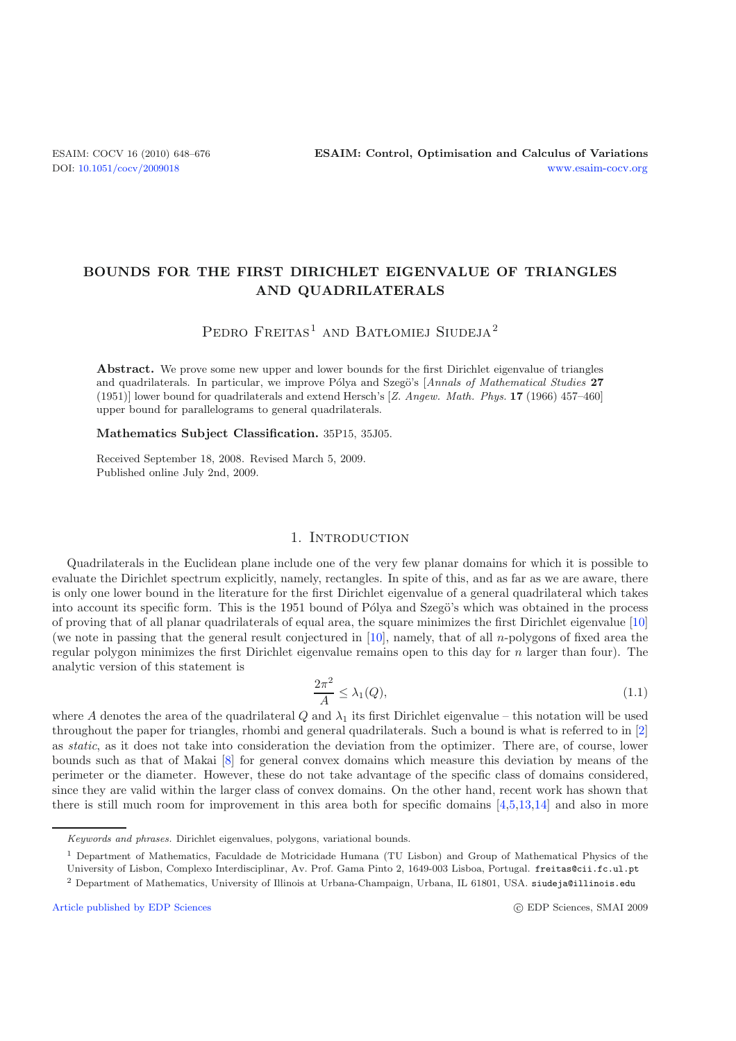# BOUNDS FOR THE FIRST DIRICHLET EIGENVALUE OF TRIANGLES AND QUADRILATERALS

Pedro Freitas[1] and Bartłomiej Siudeja[2]

**Abstract.** We prove some new upper and lower bounds for the first Dirichlet eigenvalue of triangles and quadrilaterals. In particular, we improve Pólya and Szegö's [*Annals of Mathematical Studies* **27** (1951)] lower bound for quadrilaterals and extend Hersch's [*Z. Angew. Math. Phys.* **17** (1966) 457–460] upper bound for parallelograms to general quadrilaterals.

**Mathematics Subject Classification.** 35P15, 35J05.

Received September 18, 2008. Revised March 5, 2009.
Published online July 2nd, 2009.

## 1. Introduction

Quadrilaterals in the Euclidean plane include one of the very few planar domains for which it is possible to evaluate the Dirichlet spectrum explicitly, namely, rectangles. In spite of this, and as far as we are aware, there is only one lower bound in the literature for the first Dirichlet eigenvalue of a general quadrilateral which takes into account its specific form. This is the 1951 bound of Pólya and Szegö's which was obtained in the process of proving that of all planar quadrilaterals of equal area, the square minimizes the first Dirichlet eigenvalue [10] (we note in passing that the general result conjectured in [10], namely, that of all $n$-polygons of fixed area the regular polygon minimizes the first Dirichlet eigenvalue remains open to this day for $n$ larger than four). The analytic version of this statement is

$$\frac{2\pi^2}{A} \leq \lambda_1(Q), \tag{1.1}$$

where $A$ denotes the area of the quadrilateral $Q$ and $\lambda_1$ its first Dirichlet eigenvalue – this notation will be used throughout the paper for triangles, rhombi and general quadrilaterals. Such a bound is what is referred to in [2] as *static*, as it does not take into consideration the deviation from the optimizer. There are, of course, lower bounds such as that of Makai [8] for general convex domains which measure this deviation by means of the perimeter or the diameter. However, these do not take advantage of the specific class of domains considered, since they are valid within the larger class of convex domains. On the other hand, recent work has shown that there is still much room for improvement in this area both for specific domains [4,5,13,14] and also in more

*Keywords and phrases.* Dirichlet eigenvalues, polygons, variational bounds.

[1] Department of Mathematics, Faculdade de Motricidade Humana (TU Lisbon) and Group of Mathematical Physics of the University of Lisbon, Complexo Interdisciplinar, Av. Prof. Gama Pinto 2, 1649-003 Lisboa, Portugal. freitas@cii.fc.ul.pt

[2] Department of Mathematics, University of Illinois at Urbana-Champaign, Urbana, IL 61801, USA. siudeja@illinois.edu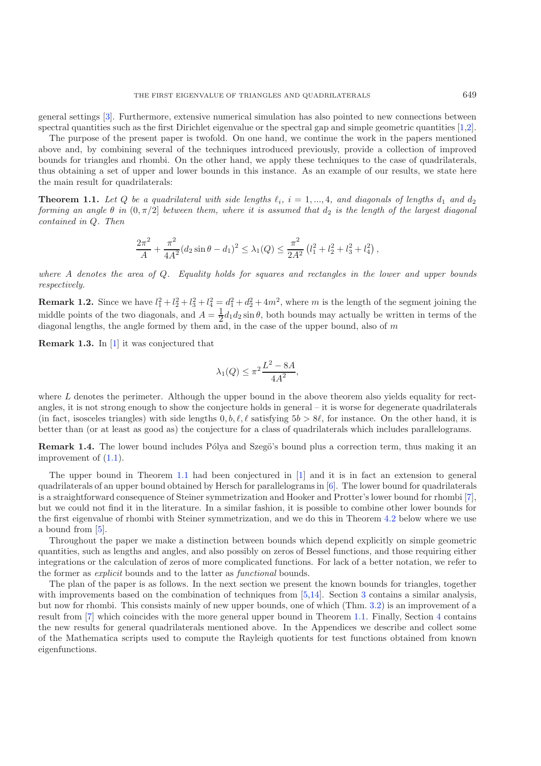general settings [3]. Furthermore, extensive numerical simulation has also pointed to new connections between spectral quantities such as the first Dirichlet eigenvalue or the spectral gap and simple geometric quantities [1,2].

The purpose of the present paper is twofold. On one hand, we continue the work in the papers mentioned above and, by combining several of the techniques introduced previously, provide a collection of improved bounds for triangles and rhombi. On the other hand, we apply these techniques to the case of quadrilaterals, thus obtaining a set of upper and lower bounds in this instance. As an example of our results, we state here the main result for quadrilaterals:

**Theorem 1.1.** *Let $Q$ be a quadrilateral with side lengths $\ell_i$, $i = 1, ..., 4$, and diagonals of lengths $d_1$ and $d_2$ forming an angle $\theta$ in $(0, \pi/2]$ between them, where it is assumed that $d_2$ is the length of the largest diagonal contained in $Q$. Then*

$$\frac{2\pi^2}{A} + \frac{\pi^2}{4A^2}(d_2 \sin\theta - d_1)^2 \leq \lambda_1(Q) \leq \frac{\pi^2}{2A^2}\left(l_1^2 + l_2^2 + l_3^2 + l_4^2\right),$$

*where $A$ denotes the area of $Q$. Equality holds for squares and rectangles in the lower and upper bounds respectively.*

**Remark 1.2.** Since we have $l_1^2 + l_2^2 + l_3^2 + l_4^2 = d_1^2 + d_2^2 + 4m^2$, where $m$ is the length of the segment joining the middle points of the two diagonals, and $A = \frac{1}{2}d_1 d_2 \sin\theta$, both bounds may actually be written in terms of the diagonal lengths, the angle formed by them and, in the case of the upper bound, also of $m$

**Remark 1.3.** In [1] it was conjectured that

$$\lambda_1(Q) \leq \pi^2 \frac{L^2 - 8A}{4A^2},$$

where $L$ denotes the perimeter. Although the upper bound in the above theorem also yields equality for rectangles, it is not strong enough to show the conjecture holds in general – it is worse for degenerate quadrilaterals (in fact, isosceles triangles) with side lengths $0, b, \ell, \ell$ satisfying $5b > 8\ell$, for instance. On the other hand, it is better than (or at least as good as) the conjecture for a class of quadrilaterals which includes parallelograms.

**Remark 1.4.** The lower bound includes Pólya and Szegö's bound plus a correction term, thus making it an improvement of (1.1).

The upper bound in Theorem 1.1 had been conjectured in [1] and it is in fact an extension to general quadrilaterals of an upper bound obtained by Hersch for parallelograms in [6]. The lower bound for quadrilaterals is a straightforward consequence of Steiner symmetrization and Hooker and Protter's lower bound for rhombi [7], but we could not find it in the literature. In a similar fashion, it is possible to combine other lower bounds for the first eigenvalue of rhombi with Steiner symmetrization, and we do this in Theorem 4.2 below where we use a bound from [5].

Throughout the paper we make a distinction between bounds which depend explicitly on simple geometric quantities, such as lengths and angles, and also possibly on zeros of Bessel functions, and those requiring either integrations or the calculation of zeros of more complicated functions. For lack of a better notation, we refer to the former as *explicit* bounds and to the latter as *functional* bounds.

The plan of the paper is as follows. In the next section we present the known bounds for triangles, together with improvements based on the combination of techniques from [5,14]. Section 3 contains a similar analysis, but now for rhombi. This consists mainly of new upper bounds, one of which (Thm. 3.2) is an improvement of a result from [7] which coincides with the more general upper bound in Theorem 1.1. Finally, Section 4 contains the new results for general quadrilaterals mentioned above. In the Appendices we describe and collect some of the Mathematica scripts used to compute the Rayleigh quotients for test functions obtained from known eigenfunctions.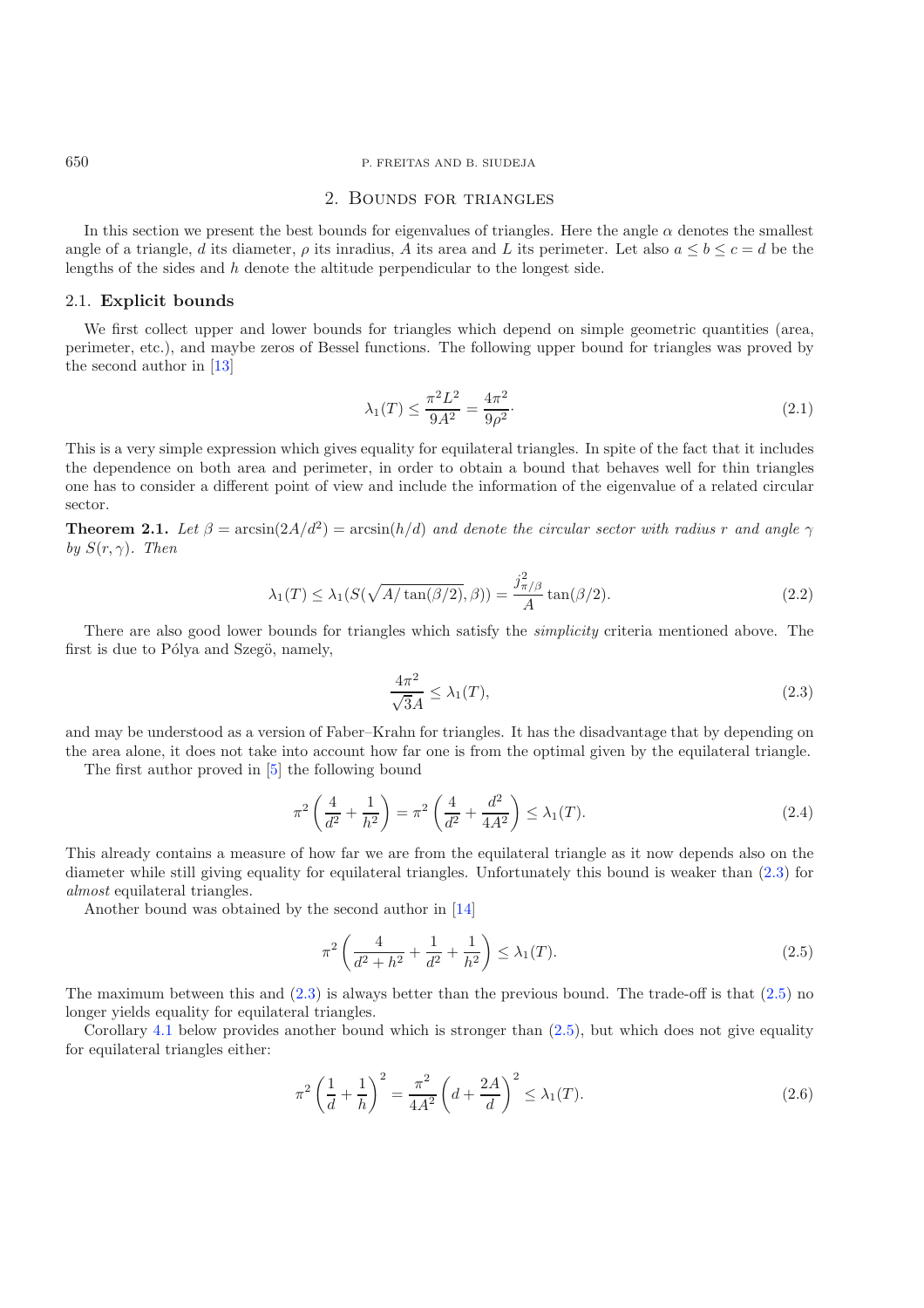## 2. Bounds for triangles

In this section we present the best bounds for eigenvalues of triangles. Here the angle $\alpha$ denotes the smallest angle of a triangle, $d$ its diameter, $\rho$ its inradius, $A$ its area and $L$ its perimeter. Let also $a \le b \le c = d$ be the lengths of the sides and $h$ denote the altitude perpendicular to the longest side.

### 2.1. **Explicit bounds**

We first collect upper and lower bounds for triangles which depend on simple geometric quantities (area, perimeter, etc.), and maybe zeros of Bessel functions. The following upper bound for triangles was proved by the second author in [13]

$$\lambda_1(T) \le \frac{\pi^2 L^2}{9A^2} = \frac{4\pi^2}{9\rho^2}. \tag{2.1}$$

This is a very simple expression which gives equality for equilateral triangles. In spite of the fact that it includes the dependence on both area and perimeter, in order to obtain a bound that behaves well for thin triangles one has to consider a different point of view and include the information of the eigenvalue of a related circular sector.

**Theorem 2.1.** *Let $\beta = \arcsin(2A/d^2) = \arcsin(h/d)$ and denote the circular sector with radius $r$ and angle $\gamma$ by $S(r,\gamma)$. Then*

$$\lambda_1(T) \le \lambda_1(S(\sqrt{A/\tan(\beta/2)}, \beta)) = \frac{j^2_{\pi/\beta}}{A}\tan(\beta/2). \tag{2.2}$$

There are also good lower bounds for triangles which satisfy the *simplicity* criteria mentioned above. The first is due to Pólya and Szegö, namely,

$$\frac{4\pi^2}{\sqrt{3}A} \le \lambda_1(T), \tag{2.3}$$

and may be understood as a version of Faber–Krahn for triangles. It has the disadvantage that by depending on the area alone, it does not take into account how far one is from the optimal given by the equilateral triangle.

The first author proved in [5] the following bound

$$\pi^2\left(\frac{4}{d^2} + \frac{1}{h^2}\right) = \pi^2\left(\frac{4}{d^2} + \frac{d^2}{4A^2}\right) \le \lambda_1(T). \tag{2.4}$$

This already contains a measure of how far we are from the equilateral triangle as it now depends also on the diameter while still giving equality for equilateral triangles. Unfortunately this bound is weaker than (2.3) for *almost* equilateral triangles.

Another bound was obtained by the second author in [14]

$$\pi^2\left(\frac{4}{d^2+h^2} + \frac{1}{d^2} + \frac{1}{h^2}\right) \le \lambda_1(T). \tag{2.5}$$

The maximum between this and (2.3) is always better than the previous bound. The trade-off is that (2.5) no longer yields equality for equilateral triangles.

Corollary 4.1 below provides another bound which is stronger than (2.5), but which does not give equality for equilateral triangles either:

$$\pi^2\left(\frac{1}{d} + \frac{1}{h}\right)^2 = \frac{\pi^2}{4A^2}\left(d + \frac{2A}{d}\right)^2 \le \lambda_1(T). \tag{2.6}$$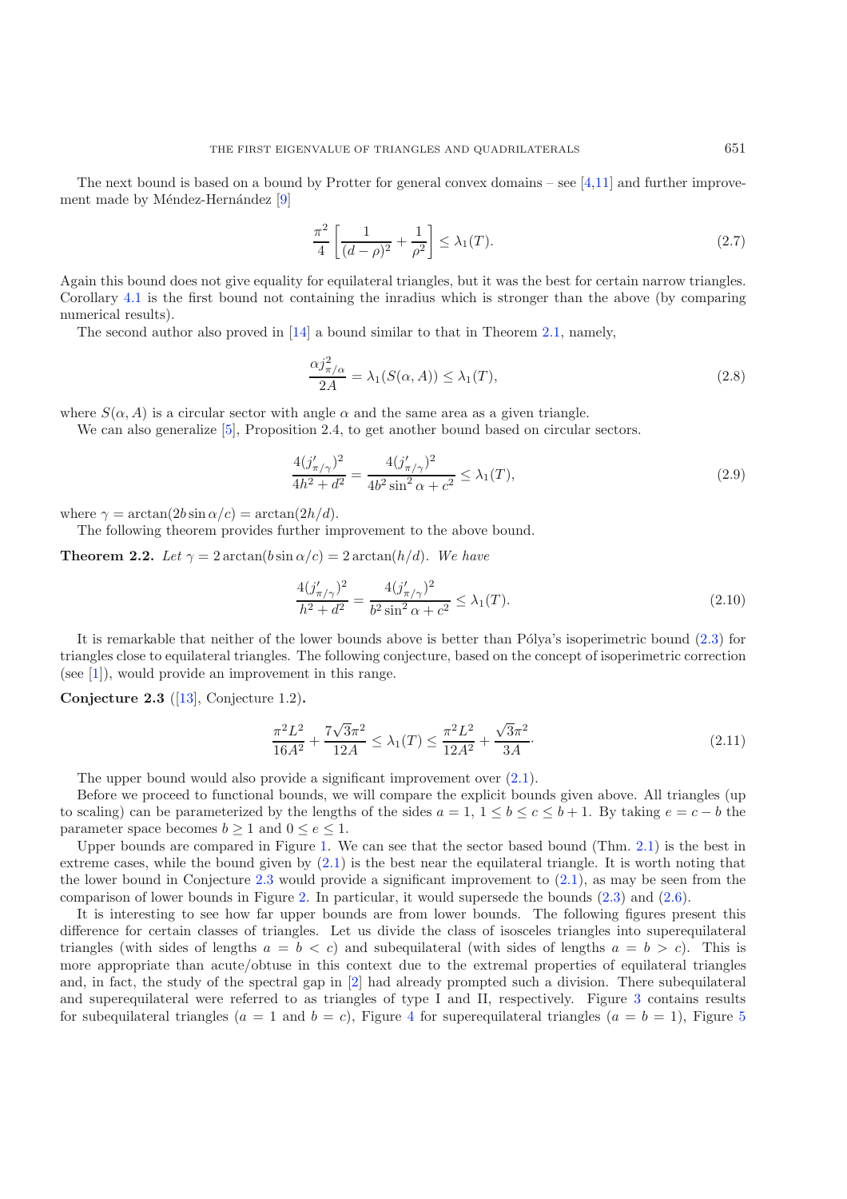The next bound is based on a bound by Protter for general convex domains – see [4,11] and further improvement made by Méndez-Hernández [9]

$$\frac{\pi^2}{4}\left[\frac{1}{(d-\rho)^2}+\frac{1}{\rho^2}\right] \le \lambda_1(T). \tag{2.7}$$

Again this bound does not give equality for equilateral triangles, but it was the best for certain narrow triangles. Corollary 4.1 is the first bound not containing the inradius which is stronger than the above (by comparing numerical results).

The second author also proved in [14] a bound similar to that in Theorem 2.1, namely,

$$\frac{\alpha j^2_{\pi/\alpha}}{2A} = \lambda_1(S(\alpha, A)) \le \lambda_1(T), \tag{2.8}$$

where $S(\alpha, A)$ is a circular sector with angle $\alpha$ and the same area as a given triangle.

We can also generalize [5], Proposition 2.4, to get another bound based on circular sectors.

$$\frac{4(j'_{\pi/\gamma})^2}{4h^2+d^2} = \frac{4(j'_{\pi/\gamma})^2}{4b^2\sin^2\alpha + c^2} \le \lambda_1(T), \tag{2.9}$$

where $\gamma = \arctan(2b\sin\alpha/c) = \arctan(2h/d)$.

The following theorem provides further improvement to the above bound.

**Theorem 2.2.** *Let $\gamma = 2\arctan(b\sin\alpha/c) = 2\arctan(h/d)$. We have*

$$\frac{4(j'_{\pi/\gamma})^2}{h^2+d^2} = \frac{4(j'_{\pi/\gamma})^2}{b^2\sin^2\alpha + c^2} \le \lambda_1(T). \tag{2.10}$$

It is remarkable that neither of the lower bounds above is better than Pólya's isoperimetric bound (2.3) for triangles close to equilateral triangles. The following conjecture, based on the concept of isoperimetric correction (see [1]), would provide an improvement in this range.

**Conjecture 2.3** ([13], Conjecture 1.2)**.**

$$\frac{\pi^2L^2}{16A^2} + \frac{7\sqrt{3}\pi^2}{12A} \le \lambda_1(T) \le \frac{\pi^2L^2}{12A^2} + \frac{\sqrt{3}\pi^2}{3A}. \tag{2.11}$$

The upper bound would also provide a significant improvement over (2.1).

Before we proceed to functional bounds, we will compare the explicit bounds given above. All triangles (up to scaling) can be parameterized by the lengths of the sides $a = 1$, $1 \le b \le c \le b+1$. By taking $e = c - b$ the parameter space becomes $b \ge 1$ and $0 \le e \le 1$.

Upper bounds are compared in Figure 1. We can see that the sector based bound (Thm. 2.1) is the best in extreme cases, while the bound given by (2.1) is the best near the equilateral triangle. It is worth noting that the lower bound in Conjecture 2.3 would provide a significant improvement to (2.1), as may be seen from the comparison of lower bounds in Figure 2. In particular, it would supersede the bounds (2.3) and (2.6).

It is interesting to see how far upper bounds are from lower bounds. The following figures present this difference for certain classes of triangles. Let us divide the class of isosceles triangles into superequilateral triangles (with sides of lengths $a = b < c$) and subequilateral (with sides of lengths $a = b > c$). This is more appropriate than acute/obtuse in this context due to the extremal properties of equilateral triangles and, in fact, the study of the spectral gap in [2] had already prompted such a division. There subequilateral and superequilateral were referred to as triangles of type I and II, respectively. Figure 3 contains results for subequilateral triangles ($a = 1$ and $b = c$), Figure 4 for superequilateral triangles ($a = b = 1$), Figure 5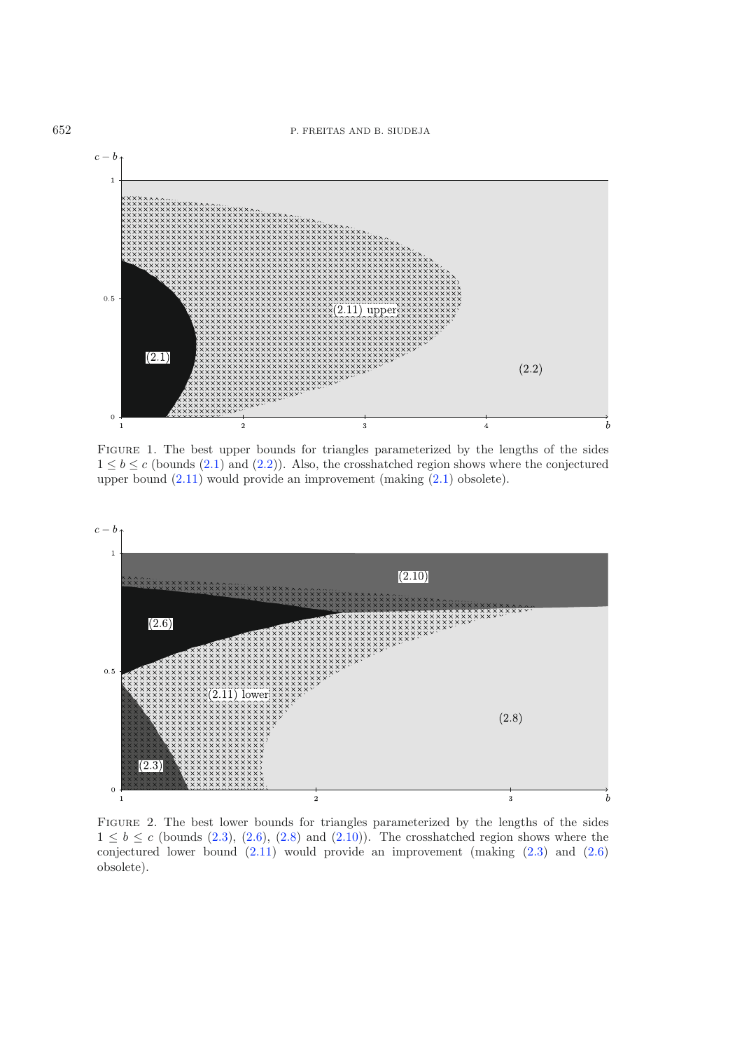FIGURE 1. The best upper bounds for triangles parameterized by the lengths of the sides $1 \leq b \leq c$ (bounds (2.1) and (2.2)). Also, the crosshatched region shows where the conjectured upper bound (2.11) would provide an improvement (making (2.1) obsolete).

FIGURE 2. The best lower bounds for triangles parameterized by the lengths of the sides $1 \leq b \leq c$ (bounds (2.3), (2.6), (2.8) and (2.10)). The crosshatched region shows where the conjectured lower bound (2.11) would provide an improvement (making (2.3) and (2.6) obsolete).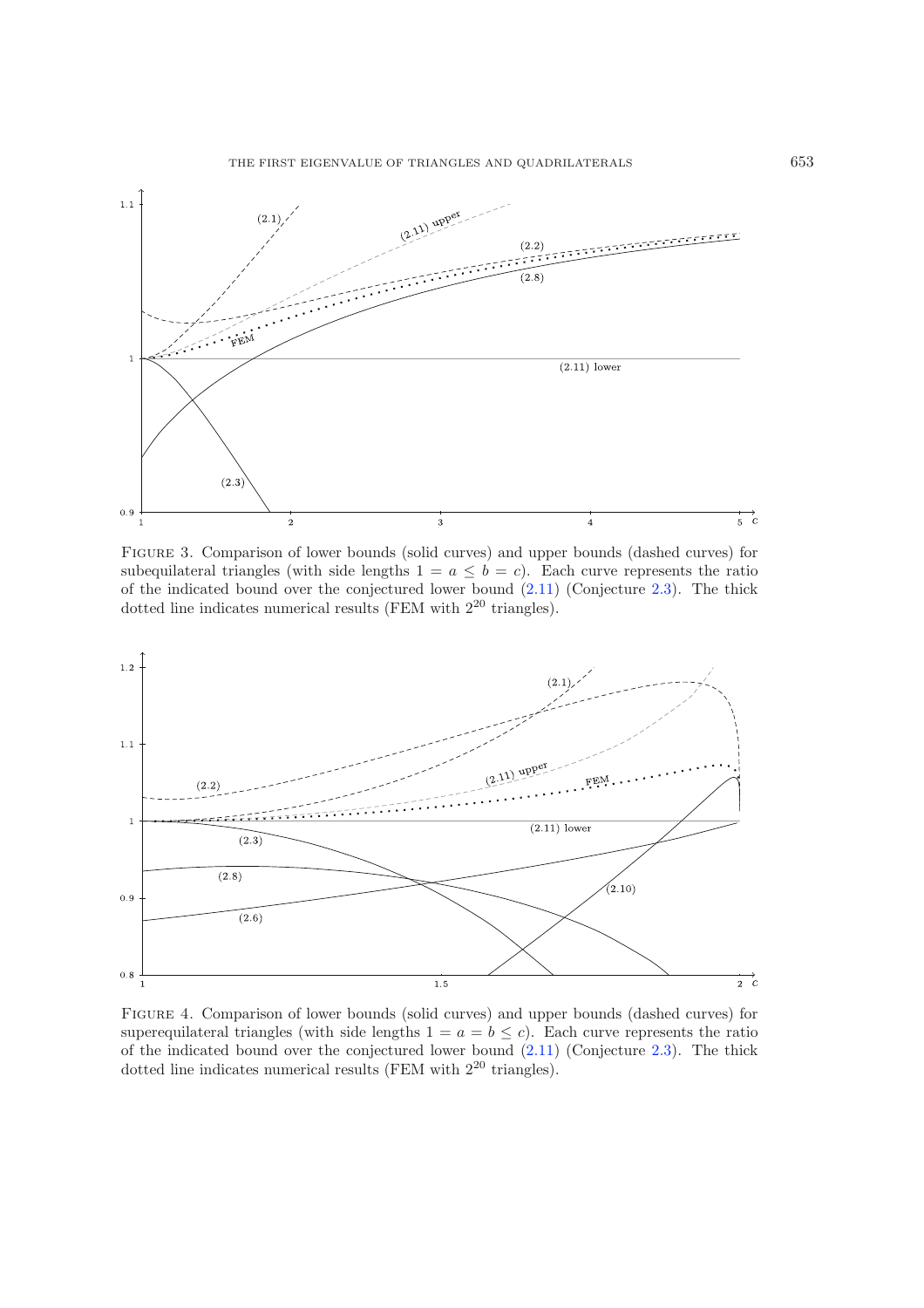Figure 3. Comparison of lower bounds (solid curves) and upper bounds (dashed curves) for subequilateral triangles (with side lengths $1 = a \leq b = c$). Each curve represents the ratio of the indicated bound over the conjectured lower bound (2.11) (Conjecture 2.3). The thick dotted line indicates numerical results (FEM with $2^{20}$ triangles).

Figure 4. Comparison of lower bounds (solid curves) and upper bounds (dashed curves) for superequilateral triangles (with side lengths $1 = a = b \leq c$). Each curve represents the ratio of the indicated bound over the conjectured lower bound (2.11) (Conjecture 2.3). The thick dotted line indicates numerical results (FEM with $2^{20}$ triangles).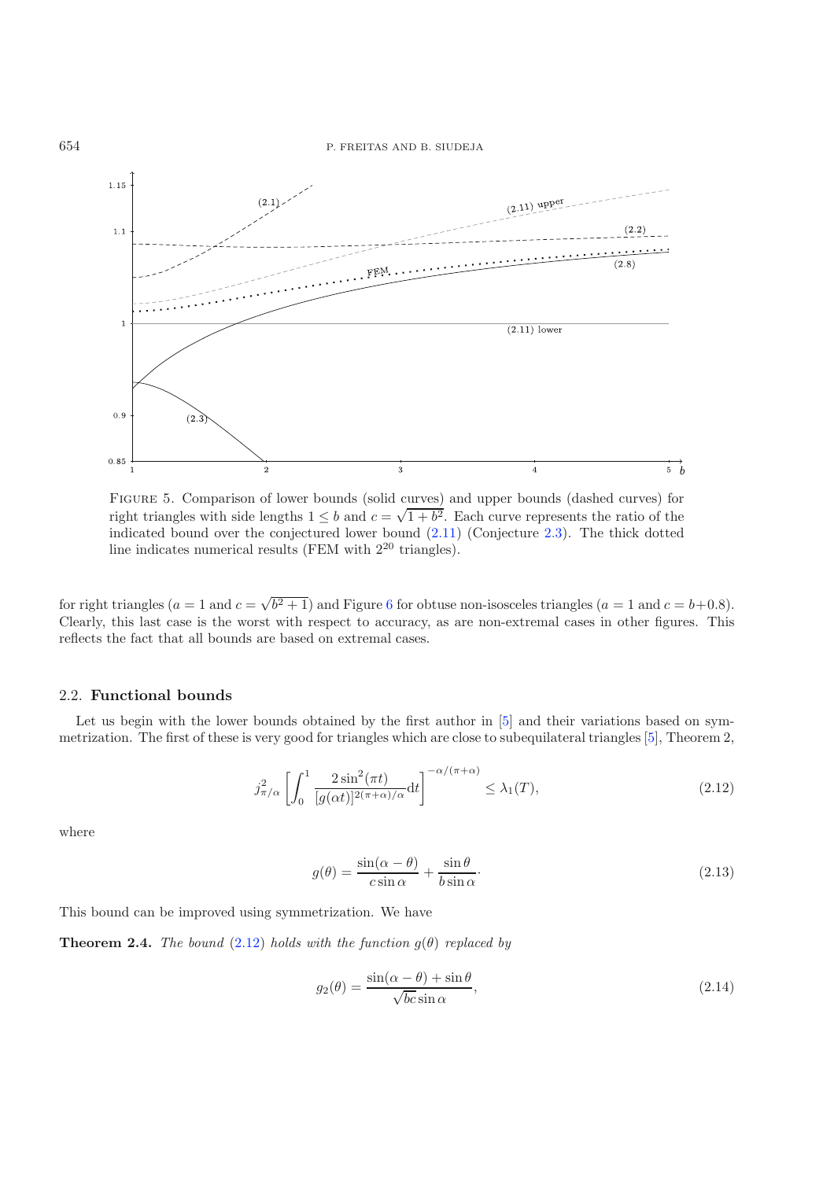FIGURE 5. Comparison of lower bounds (solid curves) and upper bounds (dashed curves) for right triangles with side lengths $1 \le b$ and $c = \sqrt{1+b^2}$. Each curve represents the ratio of the indicated bound over the conjectured lower bound (2.11) (Conjecture 2.3). The thick dotted line indicates numerical results (FEM with $2^{20}$ triangles).

for right triangles ($a = 1$ and $c = \sqrt{b^2+1}$) and Figure 6 for obtuse non-isosceles triangles ($a = 1$ and $c = b+0.8$). Clearly, this last case is the worst with respect to accuracy, as are non-extremal cases in other figures. This reflects the fact that all bounds are based on extremal cases.

### 2.2. **Functional bounds**

Let us begin with the lower bounds obtained by the first author in [5] and their variations based on symmetrization. The first of these is very good for triangles which are close to subequilateral triangles [5], Theorem 2,

$$j_{\pi/\alpha}^2 \left[ \int_0^1 \frac{2\sin^2(\pi t)}{[g(\alpha t)]^{2(\pi+\alpha)/\alpha}} \mathrm{d}t \right]^{-\alpha/(\pi+\alpha)} \le \lambda_1(T), \tag{2.12}$$

where

$$g(\theta) = \frac{\sin(\alpha-\theta)}{c\sin\alpha} + \frac{\sin\theta}{b\sin\alpha}\cdot \tag{2.13}$$

This bound can be improved using symmetrization. We have

**Theorem 2.4.** *The bound* (2.12) *holds with the function* $g(\theta)$ *replaced by*

$$g_2(\theta) = \frac{\sin(\alpha-\theta)+\sin\theta}{\sqrt{bc}\sin\alpha}, \tag{2.14}$$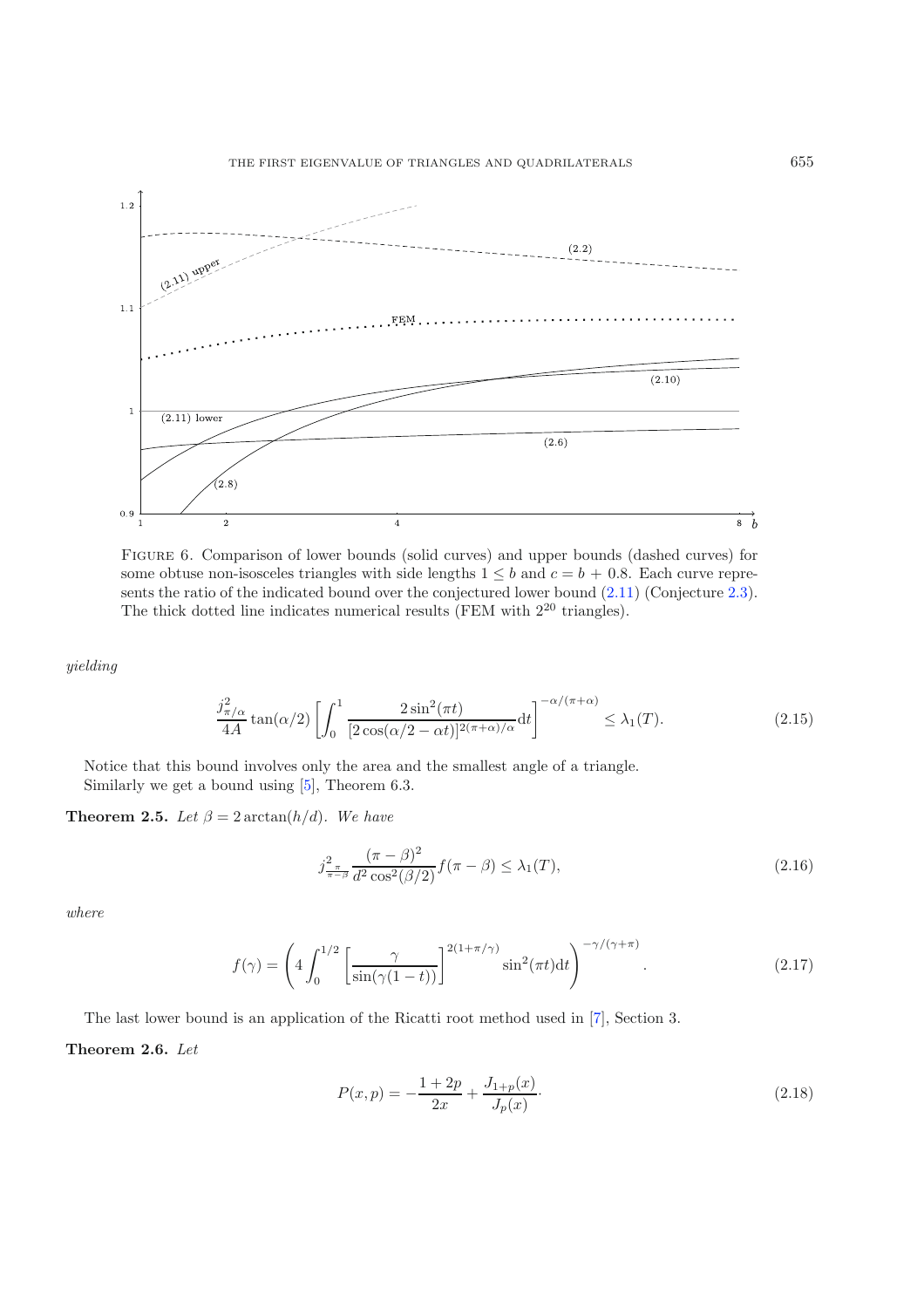Figure 6. Comparison of lower bounds (solid curves) and upper bounds (dashed curves) for some obtuse non-isosceles triangles with side lengths $1 \leq b$ and $c = b + 0.8$. Each curve represents the ratio of the indicated bound over the conjectured lower bound (2.11) (Conjecture 2.3). The thick dotted line indicates numerical results (FEM with $2^{20}$ triangles).

*yielding*

$$\frac{j_{\pi/\alpha}^2}{4A}\tan(\alpha/2)\left[\int_0^1 \frac{2\sin^2(\pi t)}{[2\cos(\alpha/2-\alpha t)]^{2(\pi+\alpha)/\alpha}}\mathrm{d}t\right]^{-\alpha/(\pi+\alpha)} \leq \lambda_1(T). \tag{2.15}$$

Notice that this bound involves only the area and the smallest angle of a triangle.
Similarly we get a bound using [5], Theorem 6.3.

**Theorem 2.5.** *Let $\beta = 2\arctan(h/d)$. We have*

$$j_{\frac{\pi}{\pi-\beta}}^2 \frac{(\pi-\beta)^2}{d^2\cos^2(\beta/2)} f(\pi-\beta) \leq \lambda_1(T), \tag{2.16}$$

*where*

$$f(\gamma) = \left(4\int_0^{1/2}\left[\frac{\gamma}{\sin(\gamma(1-t))}\right]^{2(1+\pi/\gamma)}\sin^2(\pi t)\mathrm{d}t\right)^{-\gamma/(\gamma+\pi)}. \tag{2.17}$$

The last lower bound is an application of the Ricatti root method used in [7], Section 3.

**Theorem 2.6.** *Let*

$$P(x,p) = -\frac{1+2p}{2x} + \frac{J_{1+p}(x)}{J_p(x)}\cdot \tag{2.18}$$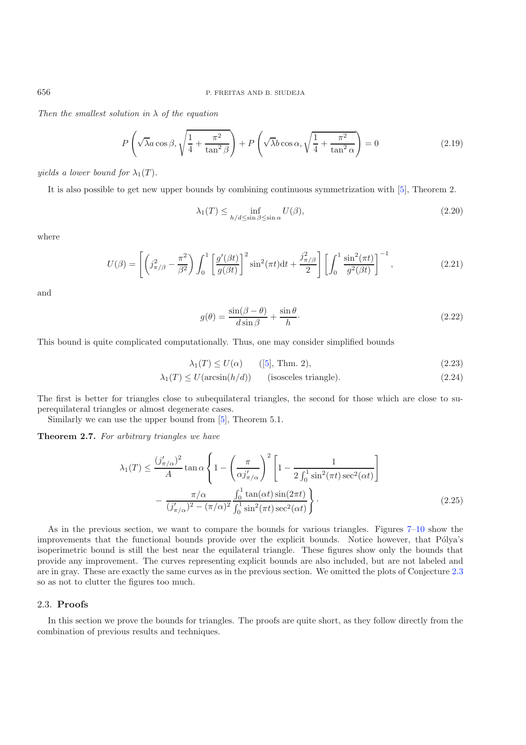*Then the smallest solution in* $\lambda$ *of the equation*

$$P\left(\sqrt{\lambda}a\cos\beta, \sqrt{\frac{1}{4}+\frac{\pi^2}{\tan^2\beta}}\right) + P\left(\sqrt{\lambda}b\cos\alpha, \sqrt{\frac{1}{4}+\frac{\pi^2}{\tan^2\alpha}}\right) = 0 \tag{2.19}$$

*yields a lower bound for* $\lambda_1(T)$.

It is also possible to get new upper bounds by combining continuous symmetrization with [5], Theorem 2.

$$\lambda_1(T) \le \inf_{h/d\le\sin\beta\le\sin\alpha} U(\beta), \tag{2.20}$$

where

$$U(\beta) = \left[\left(j_{\pi/\beta}^2 - \frac{\pi^2}{\beta^2}\right)\int_0^1 \left[\frac{g'(\beta t)}{g(\beta t)}\right]^2 \sin^2(\pi t)\mathrm{d}t + \frac{j_{\pi/\beta}^2}{2}\right]\left[\int_0^1 \frac{\sin^2(\pi t)}{g^2(\beta t)}\right]^{-1}, \tag{2.21}$$

and

$$g(\theta) = \frac{\sin(\beta-\theta)}{d\sin\beta} + \frac{\sin\theta}{h}\cdot \tag{2.22}$$

This bound is quite complicated computationally. Thus, one may consider simplified bounds

$$\lambda_1(T) \le U(\alpha) \qquad ([5], \text{ Thm. 2}), \tag{2.23}$$

$$\lambda_1(T) \le U(\arcsin(h/d)) \qquad \text{(isosceles triangle)}. \tag{2.24}$$

The first is better for triangles close to subequilateral triangles, the second for those which are close to superequilateral triangles or almost degenerate cases.

Similarly we can use the upper bound from [5], Theorem 5.1.

**Theorem 2.7.** *For arbitrary triangles we have*

$$\begin{aligned}\lambda_1(T) \le \frac{(j'_{\pi/\alpha})^2}{A}\tan\alpha\left\{1 - \left(\frac{\pi}{\alpha j'_{\pi/\alpha}}\right)^2\left[1 - \frac{1}{2\int_0^1 \sin^2(\pi t)\sec^2(\alpha t)}\right]\right.\\ \left. - \frac{\pi/\alpha}{(j'_{\pi/\alpha})^2 - (\pi/\alpha)^2}\frac{\int_0^1 \tan(\alpha t)\sin(2\pi t)}{\int_0^1 \sin^2(\pi t)\sec^2(\alpha t)}\right\}.\end{aligned} \tag{2.25}$$

As in the previous section, we want to compare the bounds for various triangles. Figures 7–10 show the improvements that the functional bounds provide over the explicit bounds. Notice however, that Pólya's isoperimetric bound is still the best near the equilateral triangle. These figures show only the bounds that provide any improvement. The curves representing explicit bounds are also included, but are not labeled and are in gray. These are exactly the same curves as in the previous section. We omitted the plots of Conjecture 2.3 so as not to clutter the figures too much.

### 2.3. **Proofs**

In this section we prove the bounds for triangles. The proofs are quite short, as they follow directly from the combination of previous results and techniques.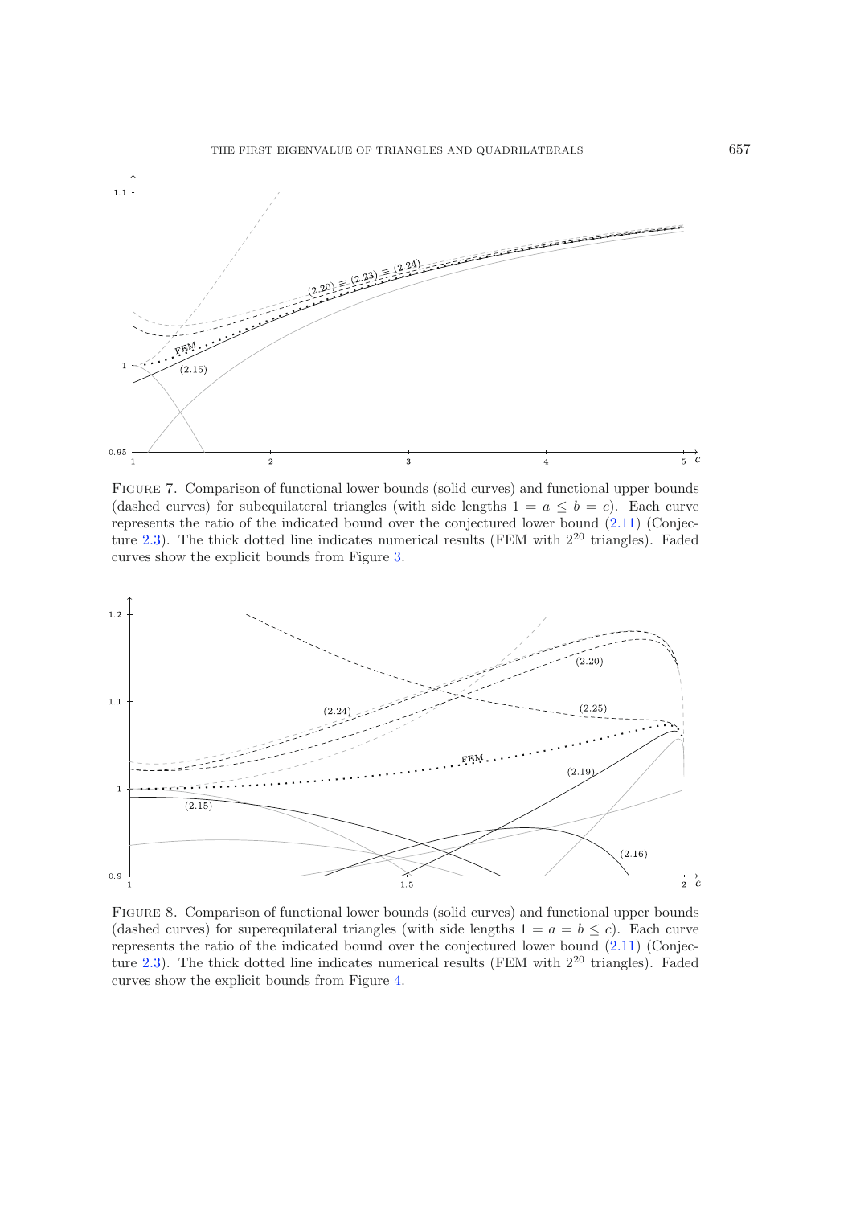FIGURE 7. Comparison of functional lower bounds (solid curves) and functional upper bounds (dashed curves) for subequilateral triangles (with side lengths $1 = a \le b = c$). Each curve represents the ratio of the indicated bound over the conjectured lower bound (2.11) (Conjecture 2.3). The thick dotted line indicates numerical results (FEM with $2^{20}$ triangles). Faded curves show the explicit bounds from Figure 3.

FIGURE 8. Comparison of functional lower bounds (solid curves) and functional upper bounds (dashed curves) for superequilateral triangles (with side lengths $1 = a = b \le c$). Each curve represents the ratio of the indicated bound over the conjectured lower bound (2.11) (Conjecture 2.3). The thick dotted line indicates numerical results (FEM with $2^{20}$ triangles). Faded curves show the explicit bounds from Figure 4.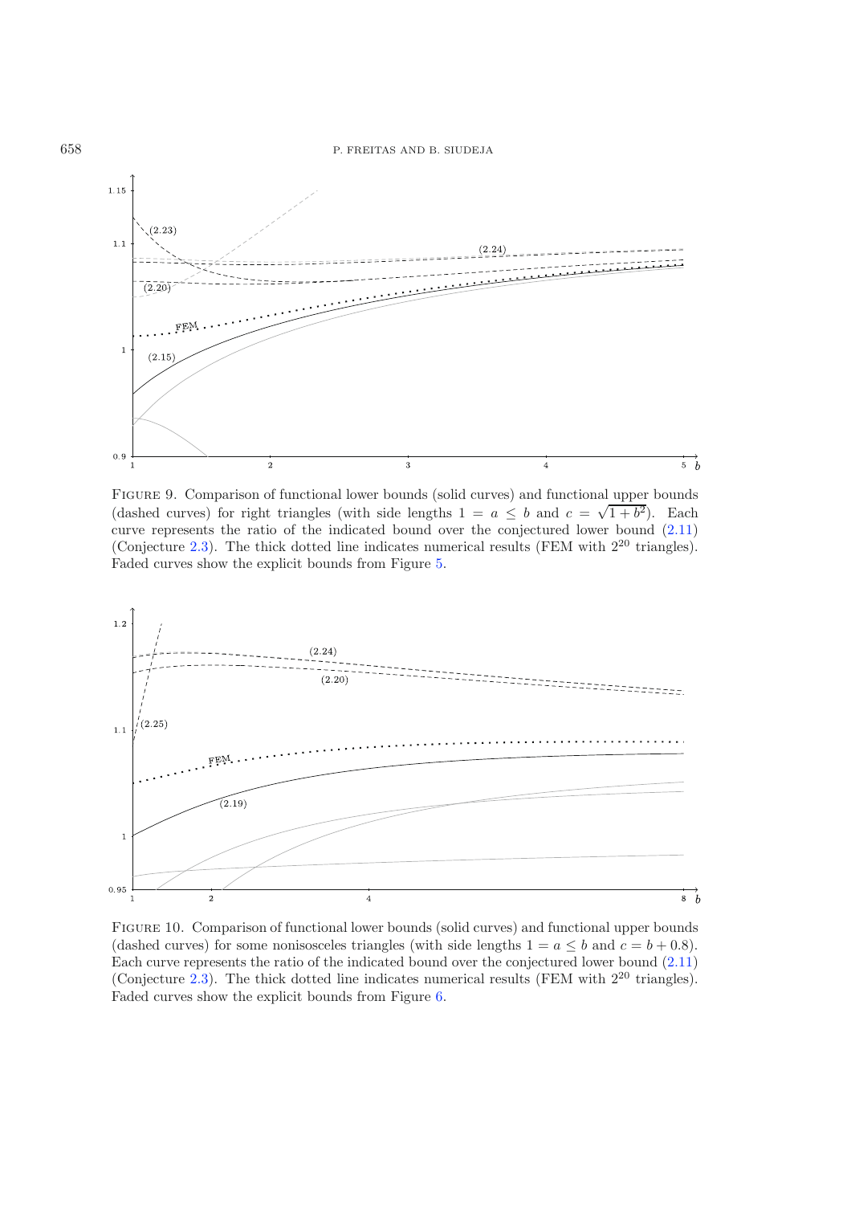FIGURE 9. Comparison of functional lower bounds (solid curves) and functional upper bounds (dashed curves) for right triangles (with side lengths $1 = a \leq b$ and $c = \sqrt{1+b^2}$). Each curve represents the ratio of the indicated bound over the conjectured lower bound (2.11) (Conjecture 2.3). The thick dotted line indicates numerical results (FEM with $2^{20}$ triangles). Faded curves show the explicit bounds from Figure 5.

FIGURE 10. Comparison of functional lower bounds (solid curves) and functional upper bounds (dashed curves) for some nonisosceles triangles (with side lengths $1 = a \leq b$ and $c = b + 0.8$). Each curve represents the ratio of the indicated bound over the conjectured lower bound (2.11) (Conjecture 2.3). The thick dotted line indicates numerical results (FEM with $2^{20}$ triangles). Faded curves show the explicit bounds from Figure 6.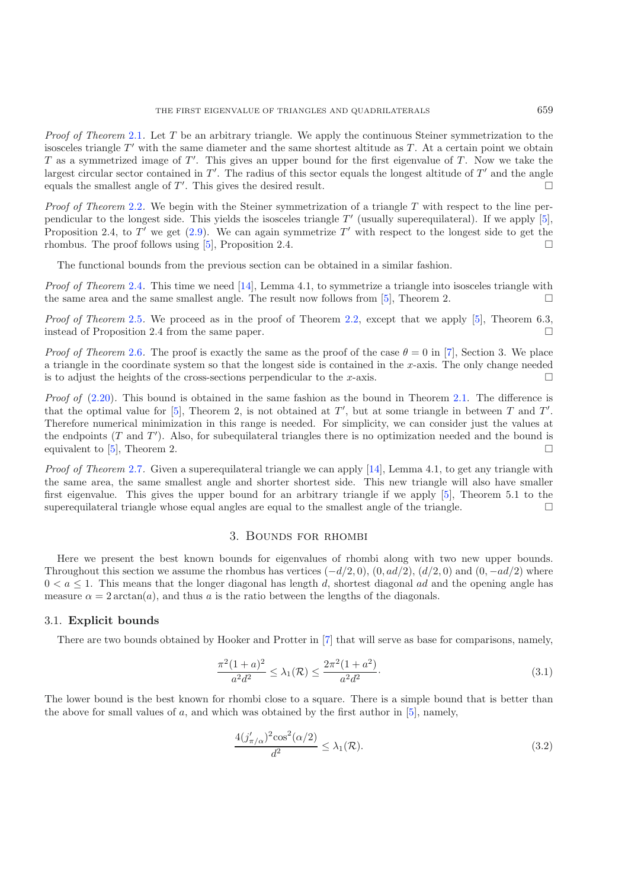*Proof of Theorem* 2.1. Let $T$ be an arbitrary triangle. We apply the continuous Steiner symmetrization to the isosceles triangle $T'$ with the same diameter and the same shortest altitude as $T$. At a certain point we obtain $T$ as a symmetrized image of $T'$. This gives an upper bound for the first eigenvalue of $T$. Now we take the largest circular sector contained in $T'$. The radius of this sector equals the longest altitude of $T'$ and the angle equals the smallest angle of $T'$. This gives the desired result. □

*Proof of Theorem* 2.2. We begin with the Steiner symmetrization of a triangle $T$ with respect to the line perpendicular to the longest side. This yields the isosceles triangle $T'$ (usually superequilateral). If we apply [5], Proposition 2.4, to $T'$ we get (2.9). We can again symmetrize $T'$ with respect to the longest side to get the rhombus. The proof follows using [5], Proposition 2.4. □

The functional bounds from the previous section can be obtained in a similar fashion.

*Proof of Theorem* 2.4. This time we need [14], Lemma 4.1, to symmetrize a triangle into isosceles triangle with the same area and the same smallest angle. The result now follows from [5], Theorem 2. □

*Proof of Theorem* 2.5. We proceed as in the proof of Theorem 2.2, except that we apply [5], Theorem 6.3, instead of Proposition 2.4 from the same paper. □

*Proof of Theorem* 2.6. The proof is exactly the same as the proof of the case $\theta = 0$ in [7], Section 3. We place a triangle in the coordinate system so that the longest side is contained in the $x$-axis. The only change needed is to adjust the heights of the cross-sections perpendicular to the $x$-axis. □

*Proof of* (2.20). This bound is obtained in the same fashion as the bound in Theorem 2.1. The difference is that the optimal value for [5], Theorem 2, is not obtained at $T'$, but at some triangle in between $T$ and $T'$. Therefore numerical minimization in this range is needed. For simplicity, we can consider just the values at the endpoints ($T$ and $T'$). Also, for subequilateral triangles there is no optimization needed and the bound is equivalent to [5], Theorem 2. □

*Proof of Theorem* 2.7. Given a superequilateral triangle we can apply [14], Lemma 4.1, to get any triangle with the same area, the same smallest angle and shorter shortest side. This new triangle will also have smaller first eigenvalue. This gives the upper bound for an arbitrary triangle if we apply [5], Theorem 5.1 to the superequilateral triangle whose equal angles are equal to the smallest angle of the triangle. □

## 3. Bounds for rhombi

Here we present the best known bounds for eigenvalues of rhombi along with two new upper bounds. Throughout this section we assume the rhombus has vertices $(-d/2, 0)$, $(0, ad/2)$, $(d/2, 0)$ and $(0, -ad/2)$ where $0 < a \leq 1$. This means that the longer diagonal has length $d$, shortest diagonal $ad$ and the opening angle has measure $\alpha = 2\arctan(a)$, and thus $a$ is the ratio between the lengths of the diagonals.

### 3.1. **Explicit bounds**

There are two bounds obtained by Hooker and Protter in [7] that will serve as base for comparisons, namely,

$$\frac{\pi^2(1+a)^2}{a^2d^2} \leq \lambda_1(\mathcal{R}) \leq \frac{2\pi^2(1+a^2)}{a^2d^2}. \tag{3.1}$$

The lower bound is the best known for rhombi close to a square. There is a simple bound that is better than the above for small values of $a$, and which was obtained by the first author in [5], namely,

$$\frac{4(j'_{\pi/\alpha})^2\cos^2(\alpha/2)}{d^2} \leq \lambda_1(\mathcal{R}). \tag{3.2}$$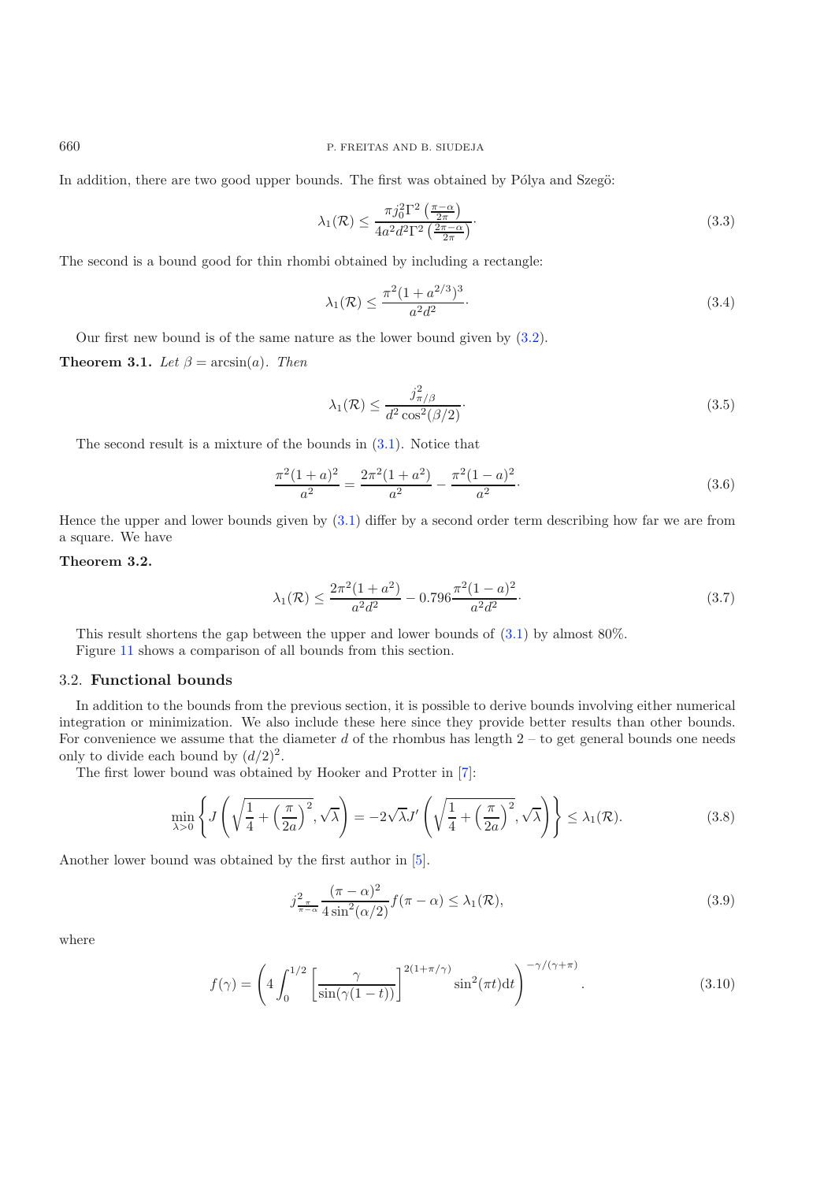In addition, there are two good upper bounds. The first was obtained by Pólya and Szegö:

$$\lambda_1(\mathcal{R}) \le \frac{\pi j_0^2 \Gamma^2\left(\frac{\pi-\alpha}{2\pi}\right)}{4a^2 d^2 \Gamma^2\left(\frac{2\pi-\alpha}{2\pi}\right)}. \tag{3.3}$$

The second is a bound good for thin rhombi obtained by including a rectangle:

$$\lambda_1(\mathcal{R}) \le \frac{\pi^2(1+a^{2/3})^3}{a^2 d^2}. \tag{3.4}$$

Our first new bound is of the same nature as the lower bound given by (3.2).

**Theorem 3.1.** *Let* $\beta = \arcsin(a)$. *Then*

$$\lambda_1(\mathcal{R}) \le \frac{j_{\pi/\beta}^2}{d^2 \cos^2(\beta/2)}. \tag{3.5}$$

The second result is a mixture of the bounds in (3.1). Notice that

$$\frac{\pi^2(1+a)^2}{a^2} = \frac{2\pi^2(1+a^2)}{a^2} - \frac{\pi^2(1-a)^2}{a^2}. \tag{3.6}$$

Hence the upper and lower bounds given by (3.1) differ by a second order term describing how far we are from a square. We have

**Theorem 3.2.**

$$\lambda_1(\mathcal{R}) \le \frac{2\pi^2(1+a^2)}{a^2 d^2} - 0.796\frac{\pi^2(1-a)^2}{a^2 d^2}. \tag{3.7}$$

This result shortens the gap between the upper and lower bounds of (3.1) by almost 80%.
Figure 11 shows a comparison of all bounds from this section.

## 3.2. **Functional bounds**

In addition to the bounds from the previous section, it is possible to derive bounds involving either numerical integration or minimization. We also include these here since they provide better results than other bounds. For convenience we assume that the diameter $d$ of the rhombus has length 2 – to get general bounds one needs only to divide each bound by $(d/2)^2$.

The first lower bound was obtained by Hooker and Protter in [7]:

$$\min_{\lambda>0}\left\{ J\left(\sqrt{\frac{1}{4}+\left(\frac{\pi}{2a}\right)^2}, \sqrt{\lambda}\right) = -2\sqrt{\lambda} J'\left(\sqrt{\frac{1}{4}+\left(\frac{\pi}{2a}\right)^2}, \sqrt{\lambda}\right)\right\} \le \lambda_1(\mathcal{R}). \tag{3.8}$$

Another lower bound was obtained by the first author in [5].

$$j_{\frac{\pi}{\pi-\alpha}}^2 \frac{(\pi-\alpha)^2}{4\sin^2(\alpha/2)} f(\pi-\alpha) \le \lambda_1(\mathcal{R}), \tag{3.9}$$

where

$$f(\gamma) = \left(4\int_0^{1/2}\left[\frac{\gamma}{\sin(\gamma(1-t))}\right]^{2(1+\pi/\gamma)} \sin^2(\pi t)\mathrm{d}t\right)^{-\gamma/(\gamma+\pi)}. \tag{3.10}$$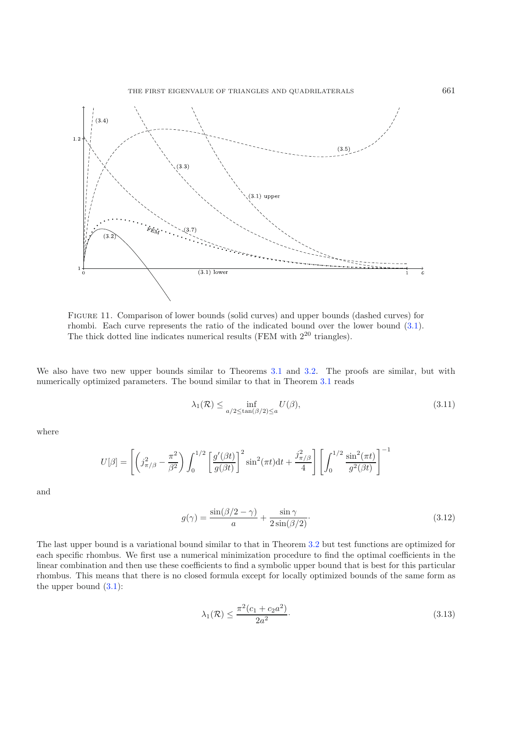Figure 11. Comparison of lower bounds (solid curves) and upper bounds (dashed curves) for rhombi. Each curve represents the ratio of the indicated bound over the lower bound (3.1). The thick dotted line indicates numerical results (FEM with $2^{20}$ triangles).

We also have two new upper bounds similar to Theorems 3.1 and 3.2. The proofs are similar, but with numerically optimized parameters. The bound similar to that in Theorem 3.1 reads

$$\lambda_1(\mathcal{R}) \leq \inf_{a/2 \leq \tan(\beta/2) \leq a} U(\beta), \tag{3.11}$$

where

$$U[\beta] = \left[ \left( j_{\pi/\beta}^2 - \frac{\pi^2}{\beta^2} \right) \int_0^{1/2} \left[ \frac{g'(\beta t)}{g(\beta t)} \right]^2 \sin^2(\pi t) \mathrm{d}t + \frac{j_{\pi/\beta}^2}{4} \right] \left[ \int_0^{1/2} \frac{\sin^2(\pi t)}{g^2(\beta t)} \right]^{-1}$$

and

$$g(\gamma) = \frac{\sin(\beta/2 - \gamma)}{a} + \frac{\sin \gamma}{2 \sin(\beta/2)} \cdot \tag{3.12}$$

The last upper bound is a variational bound similar to that in Theorem 3.2 but test functions are optimized for each specific rhombus. We first use a numerical minimization procedure to find the optimal coefficients in the linear combination and then use these coefficients to find a symbolic upper bound that is best for this particular rhombus. This means that there is no closed formula except for locally optimized bounds of the same form as the upper bound (3.1):

$$\lambda_1(\mathcal{R}) \leq \frac{\pi^2(c_1 + c_2 a^2)}{2a^2} \cdot \tag{3.13}$$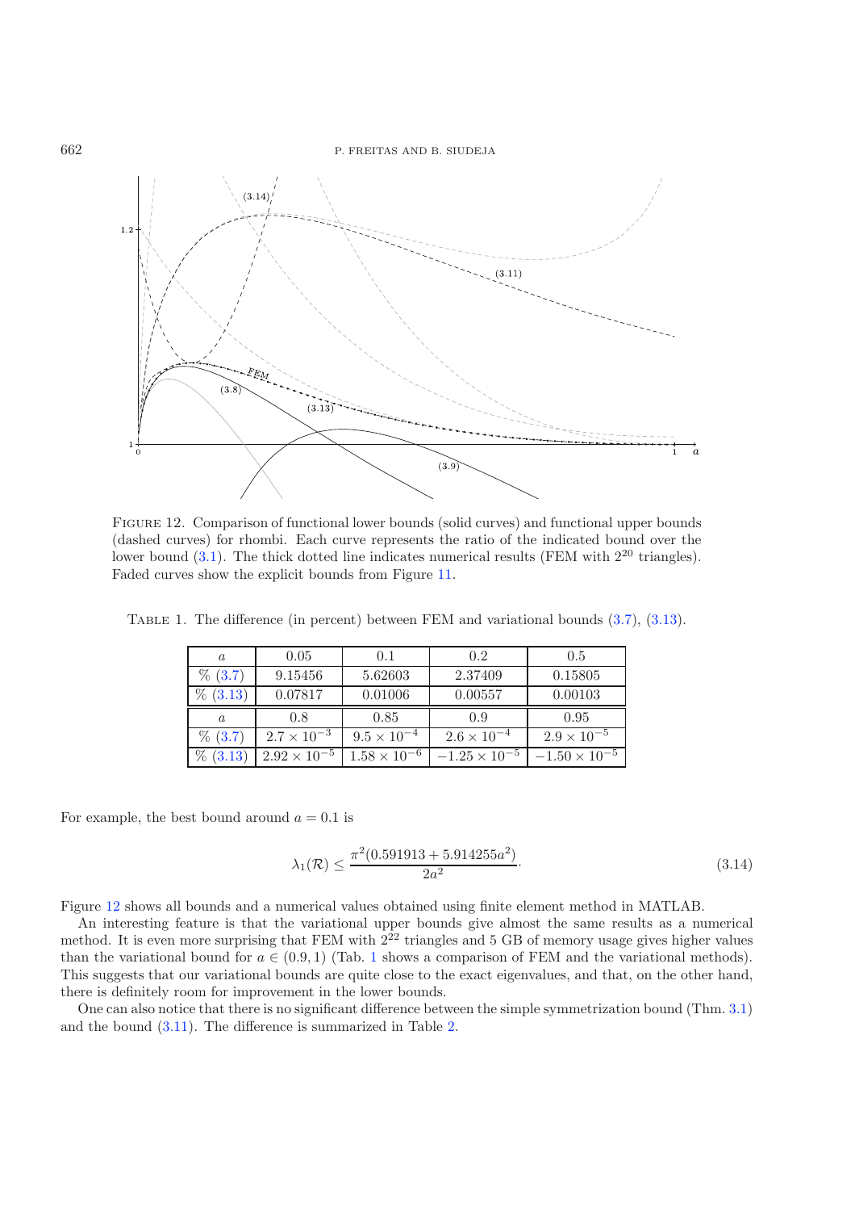Figure 12. Comparison of functional lower bounds (solid curves) and functional upper bounds (dashed curves) for rhombi. Each curve represents the ratio of the indicated bound over the lower bound (3.1). The thick dotted line indicates numerical results (FEM with $2^{20}$ triangles). Faded curves show the explicit bounds from Figure 11.

Table 1. The difference (in percent) between FEM and variational bounds (3.7), (3.13).

| $a$ | 0.05 | 0.1 | 0.2 | 0.5 |
|---|---|---|---|---|
| % (3.7) | 9.15456 | 5.62603 | 2.37409 | 0.15805 |
| % (3.13) | 0.07817 | 0.01006 | 0.00557 | 0.00103 |
| $a$ | 0.8 | 0.85 | 0.9 | 0.95 |
| % (3.7) | $2.7 \times 10^{-3}$ | $9.5 \times 10^{-4}$ | $2.6 \times 10^{-4}$ | $2.9 \times 10^{-5}$ |
| % (3.13) | $2.92 \times 10^{-5}$ | $1.58 \times 10^{-6}$ | $-1.25 \times 10^{-5}$ | $-1.50 \times 10^{-5}$ |

For example, the best bound around $a = 0.1$ is

$$\lambda_1(\mathcal{R}) \leq \frac{\pi^2(0.591913 + 5.914255a^2)}{2a^2}. \tag{3.14}$$

Figure 12 shows all bounds and a numerical values obtained using finite element method in MATLAB.

An interesting feature is that the variational upper bounds give almost the same results as a numerical method. It is even more surprising that FEM with $2^{22}$ triangles and 5 GB of memory usage gives higher values than the variational bound for $a \in (0.9, 1)$ (Tab. 1 shows a comparison of FEM and the variational methods). This suggests that our variational bounds are quite close to the exact eigenvalues, and that, on the other hand, there is definitely room for improvement in the lower bounds.

One can also notice that there is no significant difference between the simple symmetrization bound (Thm. 3.1) and the bound (3.11). The difference is summarized in Table 2.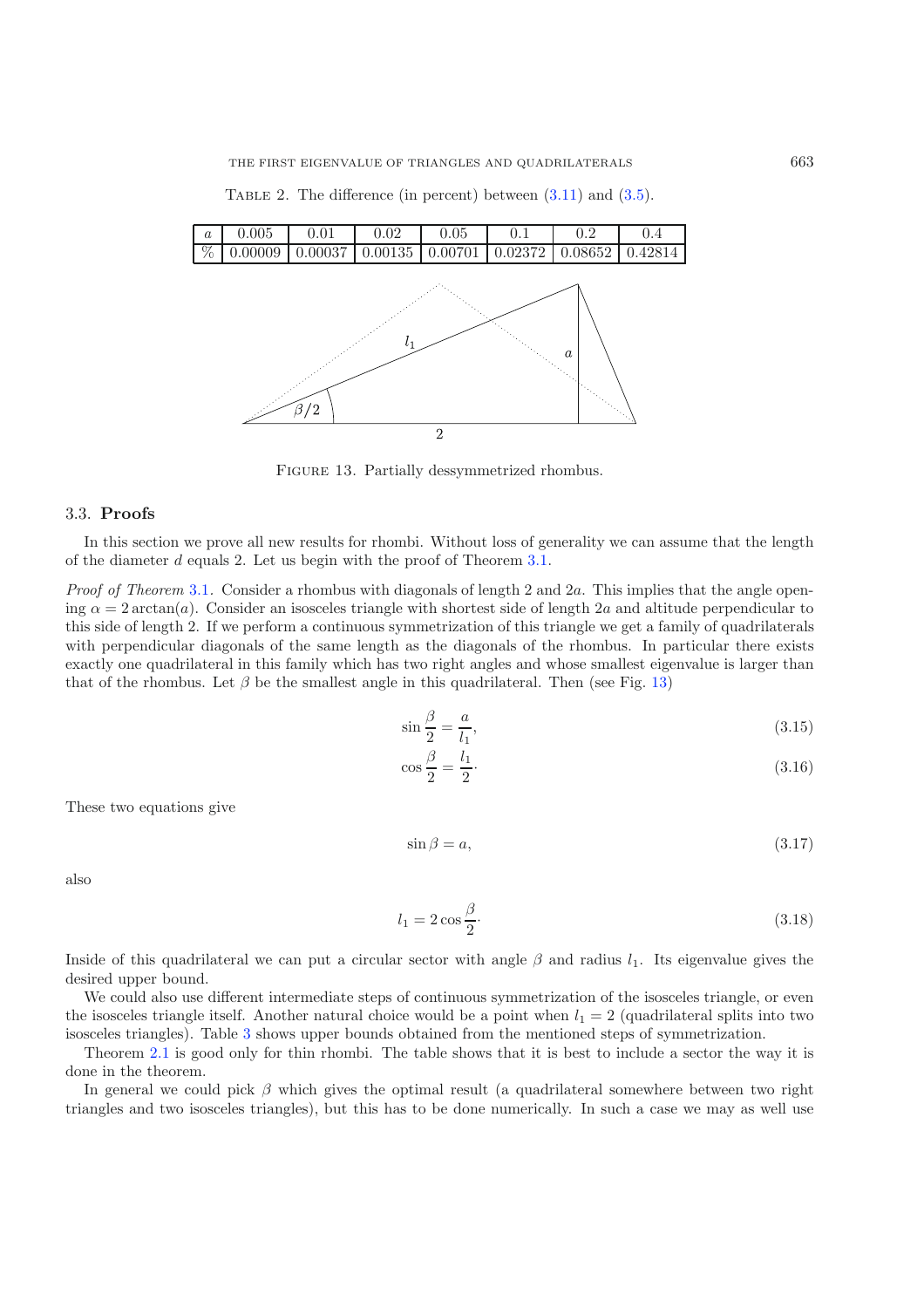Table 2. The difference (in percent) between (3.11) and (3.5).

| $a$ | 0.005 | 0.01 | 0.02 | 0.05 | 0.1 | 0.2 | 0.4 |
|---|---|---|---|---|---|---|---|
| % | 0.00009 | 0.00037 | 0.00135 | 0.00701 | 0.02372 | 0.08652 | 0.42814 |

Figure 13. Partially dessymmetrized rhombus.

### 3.3. **Proofs**

In this section we prove all new results for rhombi. Without loss of generality we can assume that the length of the diameter $d$ equals 2. Let us begin with the proof of Theorem 3.1.

*Proof of Theorem* 3.1. Consider a rhombus with diagonals of length 2 and $2a$. This implies that the angle opening $\alpha = 2\arctan(a)$. Consider an isosceles triangle with shortest side of length $2a$ and altitude perpendicular to this side of length 2. If we perform a continuous symmetrization of this triangle we get a family of quadrilaterals with perpendicular diagonals of the same length as the diagonals of the rhombus. In particular there exists exactly one quadrilateral in this family which has two right angles and whose smallest eigenvalue is larger than that of the rhombus. Let $\beta$ be the smallest angle in this quadrilateral. Then (see Fig. 13)

$$\sin\frac{\beta}{2} = \frac{a}{l_1}, \tag{3.15}$$

$$\cos\frac{\beta}{2} = \frac{l_1}{2}\cdot \tag{3.16}$$

These two equations give

$$\sin\beta = a, \tag{3.17}$$

also

$$l_1 = 2\cos\frac{\beta}{2}\cdot \tag{3.18}$$

Inside of this quadrilateral we can put a circular sector with angle $\beta$ and radius $l_1$. Its eigenvalue gives the desired upper bound.

We could also use different intermediate steps of continuous symmetrization of the isosceles triangle, or even the isosceles triangle itself. Another natural choice would be a point when $l_1 = 2$ (quadrilateral splits into two isosceles triangles). Table 3 shows upper bounds obtained from the mentioned steps of symmetrization.

Theorem 2.1 is good only for thin rhombi. The table shows that it is best to include a sector the way it is done in the theorem.

In general we could pick $\beta$ which gives the optimal result (a quadrilateral somewhere between two right triangles and two isosceles triangles), but this has to be done numerically. In such a case we may as well use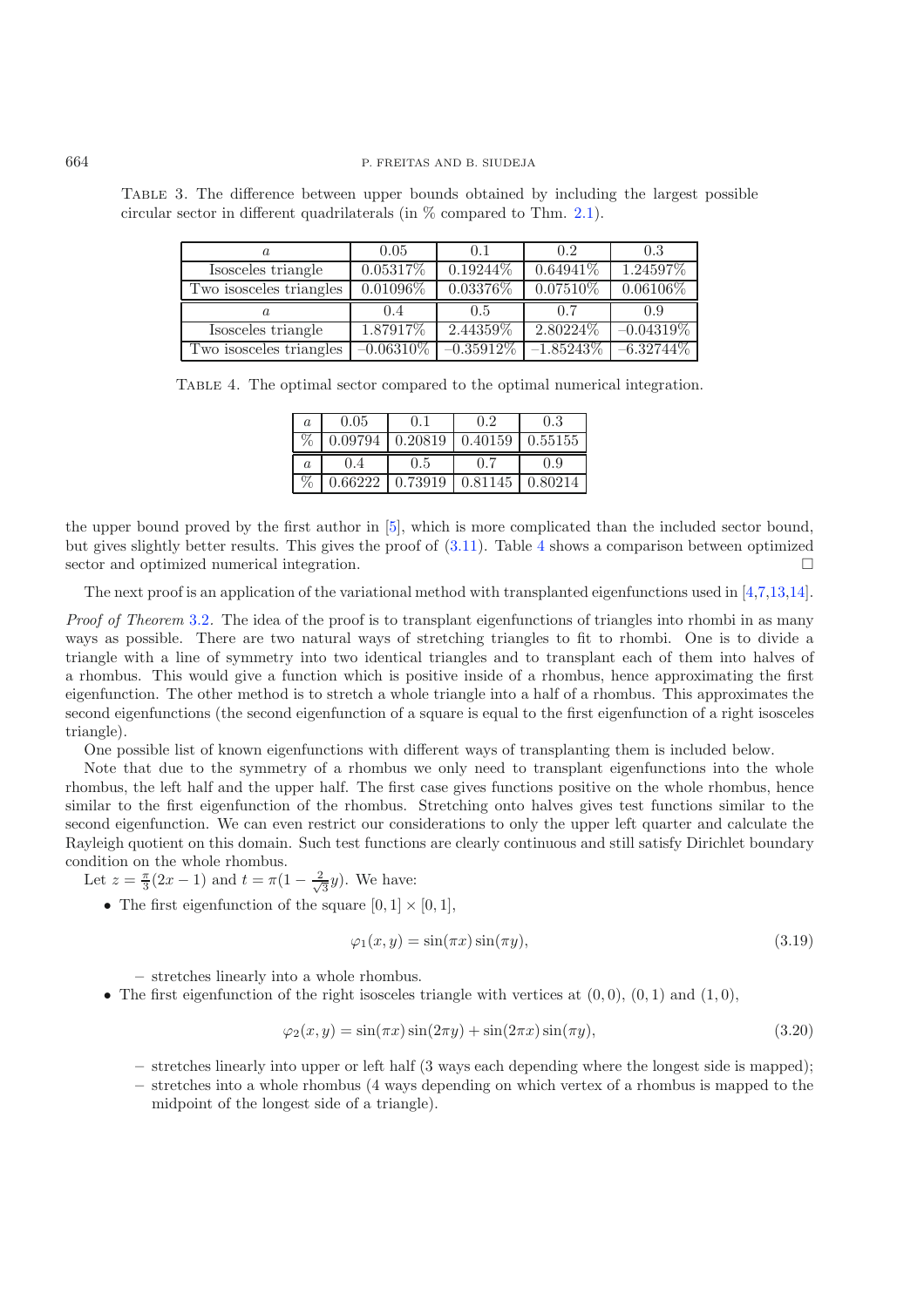Table 3. The difference between upper bounds obtained by including the largest possible circular sector in different quadrilaterals (in % compared to Thm. 2.1).

| $a$ | 0.05 | 0.1 | 0.2 | 0.3 |
|---|---|---|---|---|
| Isosceles triangle | 0.05317% | 0.19244% | 0.64941% | 1.24597% |
| Two isosceles triangles | 0.01096% | 0.03376% | 0.07510% | 0.06106% |
| $a$ | 0.4 | 0.5 | 0.7 | 0.9 |
| Isosceles triangle | 1.87917% | 2.44359% | 2.80224% | −0.04319% |
| Two isosceles triangles | −0.06310% | −0.35912% | −1.85243% | −6.32744% |

Table 4. The optimal sector compared to the optimal numerical integration.

| $a$ | 0.05 | 0.1 | 0.2 | 0.3 |
|---|---|---|---|---|
| % | 0.09794 | 0.20819 | 0.40159 | 0.55155 |
| $a$ | 0.4 | 0.5 | 0.7 | 0.9 |
| % | 0.66222 | 0.73919 | 0.81145 | 0.80214 |

the upper bound proved by the first author in [5], which is more complicated than the included sector bound, but gives slightly better results. This gives the proof of (3.11). Table 4 shows a comparison between optimized sector and optimized numerical integration. □

The next proof is an application of the variational method with transplanted eigenfunctions used in [4,7,13,14].

*Proof of Theorem* 3.2. The idea of the proof is to transplant eigenfunctions of triangles into rhombi in as many ways as possible. There are two natural ways of stretching triangles to fit to rhombi. One is to divide a triangle with a line of symmetry into two identical triangles and to transplant each of them into halves of a rhombus. This would give a function which is positive inside of a rhombus, hence approximating the first eigenfunction. The other method is to stretch a whole triangle into a half of a rhombus. This approximates the second eigenfunctions (the second eigenfunction of a square is equal to the first eigenfunction of a right isosceles triangle).

One possible list of known eigenfunctions with different ways of transplanting them is included below.

Note that due to the symmetry of a rhombus we only need to transplant eigenfunctions into the whole rhombus, the left half and the upper half. The first case gives functions positive on the whole rhombus, hence similar to the first eigenfunction of the rhombus. Stretching onto halves gives test functions similar to the second eigenfunction. We can even restrict our considerations to only the upper left quarter and calculate the Rayleigh quotient on this domain. Such test functions are clearly continuous and still satisfy Dirichlet boundary condition on the whole rhombus.

Let $z = \frac{\pi}{3}(2x-1)$ and $t = \pi(1 - \frac{2}{\sqrt{3}}y)$. We have:

- The first eigenfunction of the square $[0,1]\times[0,1]$,

$$\varphi_1(x,y) = \sin(\pi x)\sin(\pi y), \tag{3.19}$$

  - stretches linearly into a whole rhombus.
- The first eigenfunction of the right isosceles triangle with vertices at $(0,0)$, $(0,1)$ and $(1,0)$,

$$\varphi_2(x,y) = \sin(\pi x)\sin(2\pi y) + \sin(2\pi x)\sin(\pi y), \tag{3.20}$$

  - stretches linearly into upper or left half (3 ways each depending where the longest side is mapped);
  - stretches into a whole rhombus (4 ways depending on which vertex of a rhombus is mapped to the midpoint of the longest side of a triangle).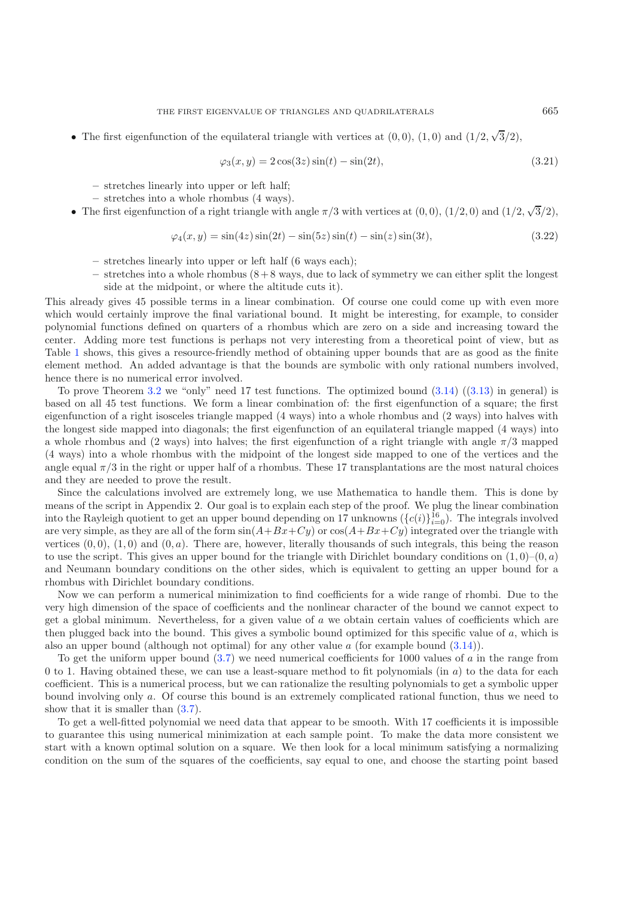- The first eigenfunction of the equilateral triangle with vertices at $(0,0)$, $(1,0)$ and $(1/2, \sqrt{3}/2)$,

$$\varphi_3(x,y) = 2\cos(3z)\sin(t) - \sin(2t), \tag{3.21}$$

  - stretches linearly into upper or left half;
  - stretches into a whole rhombus (4 ways).
- The first eigenfunction of a right triangle with angle $\pi/3$ with vertices at $(0,0)$, $(1/2,0)$ and $(1/2, \sqrt{3}/2)$,

$$\varphi_4(x,y) = \sin(4z)\sin(2t) - \sin(5z)\sin(t) - \sin(z)\sin(3t), \tag{3.22}$$

  - stretches linearly into upper or left half (6 ways each);
  - stretches into a whole rhombus (8+8 ways, due to lack of symmetry we can either split the longest side at the midpoint, or where the altitude cuts it).

This already gives 45 possible terms in a linear combination. Of course one could come up with even more which would certainly improve the final variational bound. It might be interesting, for example, to consider polynomial functions defined on quarters of a rhombus which are zero on a side and increasing toward the center. Adding more test functions is perhaps not very interesting from a theoretical point of view, but as Table 1 shows, this gives a resource-friendly method of obtaining upper bounds that are as good as the finite element method. An added advantage is that the bounds are symbolic with only rational numbers involved, hence there is no numerical error involved.

To prove Theorem 3.2 we "only" need 17 test functions. The optimized bound (3.14) ((3.13) in general) is based on all 45 test functions. We form a linear combination of: the first eigenfunction of a square; the first eigenfunction of a right isosceles triangle mapped (4 ways) into a whole rhombus and (2 ways) into halves with the longest side mapped into diagonals; the first eigenfunction of an equilateral triangle mapped (4 ways) into a whole rhombus and (2 ways) into halves; the first eigenfunction of a right triangle with angle $\pi/3$ mapped (4 ways) into a whole rhombus with the midpoint of the longest side mapped to one of the vertices and the angle equal $\pi/3$ in the right or upper half of a rhombus. These 17 transplantations are the most natural choices and they are needed to prove the result.

Since the calculations involved are extremely long, we use Mathematica to handle them. This is done by means of the script in Appendix 2. Our goal is to explain each step of the proof. We plug the linear combination into the Rayleigh quotient to get an upper bound depending on 17 unknowns ($\{c(i)\}_{i=0}^{16}$). The integrals involved are very simple, as they are all of the form $\sin(A+Bx+Cy)$ or $\cos(A+Bx+Cy)$ integrated over the triangle with vertices $(0,0)$, $(1,0)$ and $(0,a)$. There are, however, literally thousands of such integrals, this being the reason to use the script. This gives an upper bound for the triangle with Dirichlet boundary conditions on $(1,0)$–$(0,a)$ and Neumann boundary conditions on the other sides, which is equivalent to getting an upper bound for a rhombus with Dirichlet boundary conditions.

Now we can perform a numerical minimization to find coefficients for a wide range of rhombi. Due to the very high dimension of the space of coefficients and the nonlinear character of the bound we cannot expect to get a global minimum. Nevertheless, for a given value of $a$ we obtain certain values of coefficients which are then plugged back into the bound. This gives a symbolic bound optimized for this specific value of $a$, which is also an upper bound (although not optimal) for any other value $a$ (for example bound (3.14)).

To get the uniform upper bound (3.7) we need numerical coefficients for 1000 values of $a$ in the range from 0 to 1. Having obtained these, we can use a least-square method to fit polynomials (in $a$) to the data for each coefficient. This is a numerical process, but we can rationalize the resulting polynomials to get a symbolic upper bound involving only $a$. Of course this bound is an extremely complicated rational function, thus we need to show that it is smaller than (3.7).

To get a well-fitted polynomial we need data that appear to be smooth. With 17 coefficients it is impossible to guarantee this using numerical minimization at each sample point. To make the data more consistent we start with a known optimal solution on a square. We then look for a local minimum satisfying a normalizing condition on the sum of the squares of the coefficients, say equal to one, and choose the starting point based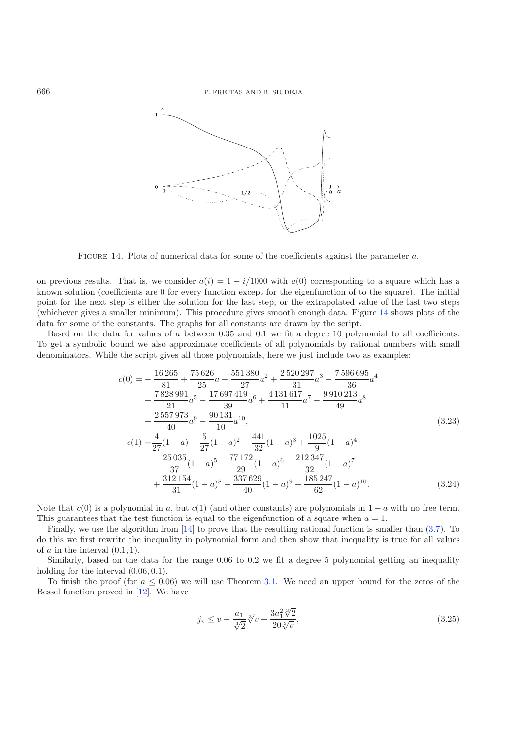FIGURE 14. Plots of numerical data for some of the coefficients against the parameter $a$.

on previous results. That is, we consider $a(i) = 1 - i/1000$ with $a(0)$ corresponding to a square which has a known solution (coefficients are 0 for every function except for the eigenfunction of to the square). The initial point for the next step is either the solution for the last step, or the extrapolated value of the last two steps (whichever gives a smaller minimum). This procedure gives smooth enough data. Figure 14 shows plots of the data for some of the constants. The graphs for all constants are drawn by the script.

Based on the data for values of $a$ between 0.35 and 0.1 we fit a degree 10 polynomial to all coefficients. To get a symbolic bound we also approximate coefficients of all polynomials by rational numbers with small denominators. While the script gives all those polynomials, here we just include two as examples:

$$
\begin{aligned}
c(0) =& -\frac{16\,265}{81} + \frac{75\,626}{25}a - \frac{551\,380}{27}a^2 + \frac{2\,520\,297}{31}a^3 - \frac{7\,596\,695}{36}a^4 \\
&+ \frac{7\,828\,991}{21}a^5 - \frac{17\,697\,419}{39}a^6 + \frac{4\,131\,617}{11}a^7 - \frac{9\,910\,213}{49}a^8 \\
&+ \frac{2\,557\,973}{40}a^9 - \frac{90\,131}{10}a^{10}, \qquad (3.23)\\
c(1) =& \frac{4}{27}(1-a) - \frac{5}{27}(1-a)^2 - \frac{441}{32}(1-a)^3 + \frac{1025}{9}(1-a)^4 \\
&- \frac{25\,035}{37}(1-a)^5 + \frac{77\,172}{29}(1-a)^6 - \frac{212\,347}{32}(1-a)^7 \\
&+ \frac{312\,154}{31}(1-a)^8 - \frac{337\,629}{40}(1-a)^9 + \frac{185\,247}{62}(1-a)^{10}. \qquad (3.24)
\end{aligned}
$$

Note that $c(0)$ is a polynomial in $a$, but $c(1)$ (and other constants) are polynomials in $1-a$ with no free term. This guarantees that the test function is equal to the eigenfunction of a square when $a = 1$.

Finally, we use the algorithm from [14] to prove that the resulting rational function is smaller than (3.7). To do this we first rewrite the inequality in polynomial form and then show that inequality is true for all values of $a$ in the interval $(0.1, 1)$.

Similarly, based on the data for the range 0.06 to 0.2 we fit a degree 5 polynomial getting an inequality holding for the interval $(0.06, 0.1)$.

To finish the proof (for $a \le 0.06$) we will use Theorem 3.1. We need an upper bound for the zeros of the Bessel function proved in [12]. We have

$$
j_v \le v - \frac{a_1}{\sqrt[3]{2}}\sqrt[3]{v} + \frac{3a_1^2\sqrt[3]{2}}{20\sqrt[3]{v}}, \qquad (3.25)
$$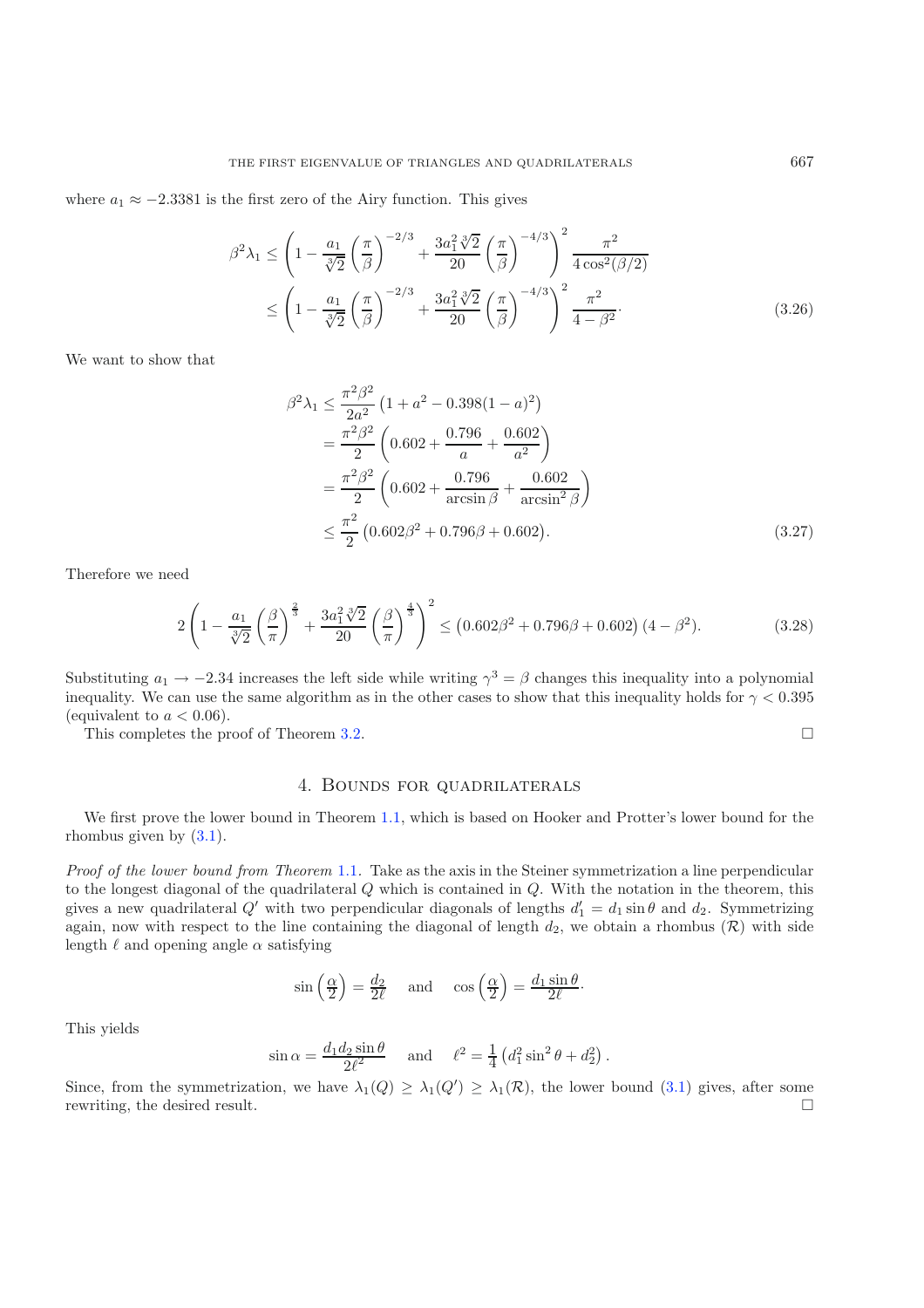where $a_1 \approx -2.3381$ is the first zero of the Airy function. This gives

$$
\begin{aligned}
\beta^2\lambda_1 &\leq \left(1 - \frac{a_1}{\sqrt[3]{2}}\left(\frac{\pi}{\beta}\right)^{-2/3} + \frac{3a_1^2\sqrt[3]{2}}{20}\left(\frac{\pi}{\beta}\right)^{-4/3}\right)^2 \frac{\pi^2}{4\cos^2(\beta/2)} \\
&\leq \left(1 - \frac{a_1}{\sqrt[3]{2}}\left(\frac{\pi}{\beta}\right)^{-2/3} + \frac{3a_1^2\sqrt[3]{2}}{20}\left(\frac{\pi}{\beta}\right)^{-4/3}\right)^2 \frac{\pi^2}{4-\beta^2}.
\end{aligned}
\tag{3.26}
$$

We want to show that

$$
\begin{aligned}
\beta^2\lambda_1 &\leq \frac{\pi^2\beta^2}{2a^2}\left(1 + a^2 - 0.398(1-a)^2\right) \\
&= \frac{\pi^2\beta^2}{2}\left(0.602 + \frac{0.796}{a} + \frac{0.602}{a^2}\right) \\
&= \frac{\pi^2\beta^2}{2}\left(0.602 + \frac{0.796}{\arcsin\beta} + \frac{0.602}{\arcsin^2\beta}\right) \\
&\leq \frac{\pi^2}{2}\left(0.602\beta^2 + 0.796\beta + 0.602\right).
\end{aligned}
\tag{3.27}
$$

Therefore we need

$$
2\left(1 - \frac{a_1}{\sqrt[3]{2}}\left(\frac{\beta}{\pi}\right)^{\frac{2}{3}} + \frac{3a_1^2\sqrt[3]{2}}{20}\left(\frac{\beta}{\pi}\right)^{\frac{4}{3}}\right)^2 \leq \left(0.602\beta^2 + 0.796\beta + 0.602\right)(4-\beta^2).
\tag{3.28}
$$

Substituting $a_1 \to -2.34$ increases the left side while writing $\gamma^3 = \beta$ changes this inequality into a polynomial inequality. We can use the same algorithm as in the other cases to show that this inequality holds for $\gamma < 0.395$ (equivalent to $a < 0.06$).

This completes the proof of Theorem 3.2. □

## 4. Bounds for quadrilaterals

We first prove the lower bound in Theorem 1.1, which is based on Hooker and Protter's lower bound for the rhombus given by (3.1).

*Proof of the lower bound from Theorem* 1.1. Take as the axis in the Steiner symmetrization a line perpendicular to the longest diagonal of the quadrilateral $Q$ which is contained in $Q$. With the notation in the theorem, this gives a new quadrilateral $Q'$ with two perpendicular diagonals of lengths $d_1' = d_1 \sin\theta$ and $d_2$. Symmetrizing again, now with respect to the line containing the diagonal of length $d_2$, we obtain a rhombus $(\mathcal{R})$ with side length $\ell$ and opening angle $\alpha$ satisfying

$$
\sin\left(\frac{\alpha}{2}\right) = \frac{d_2}{2\ell} \quad \text{and} \quad \cos\left(\frac{\alpha}{2}\right) = \frac{d_1\sin\theta}{2\ell}.
$$

This yields

$$
\sin\alpha = \frac{d_1 d_2 \sin\theta}{2\ell^2} \quad \text{and} \quad \ell^2 = \frac{1}{4}\left(d_1^2\sin^2\theta + d_2^2\right).
$$

Since, from the symmetrization, we have $\lambda_1(Q) \geq \lambda_1(Q') \geq \lambda_1(\mathcal{R})$, the lower bound (3.1) gives, after some rewriting, the desired result. □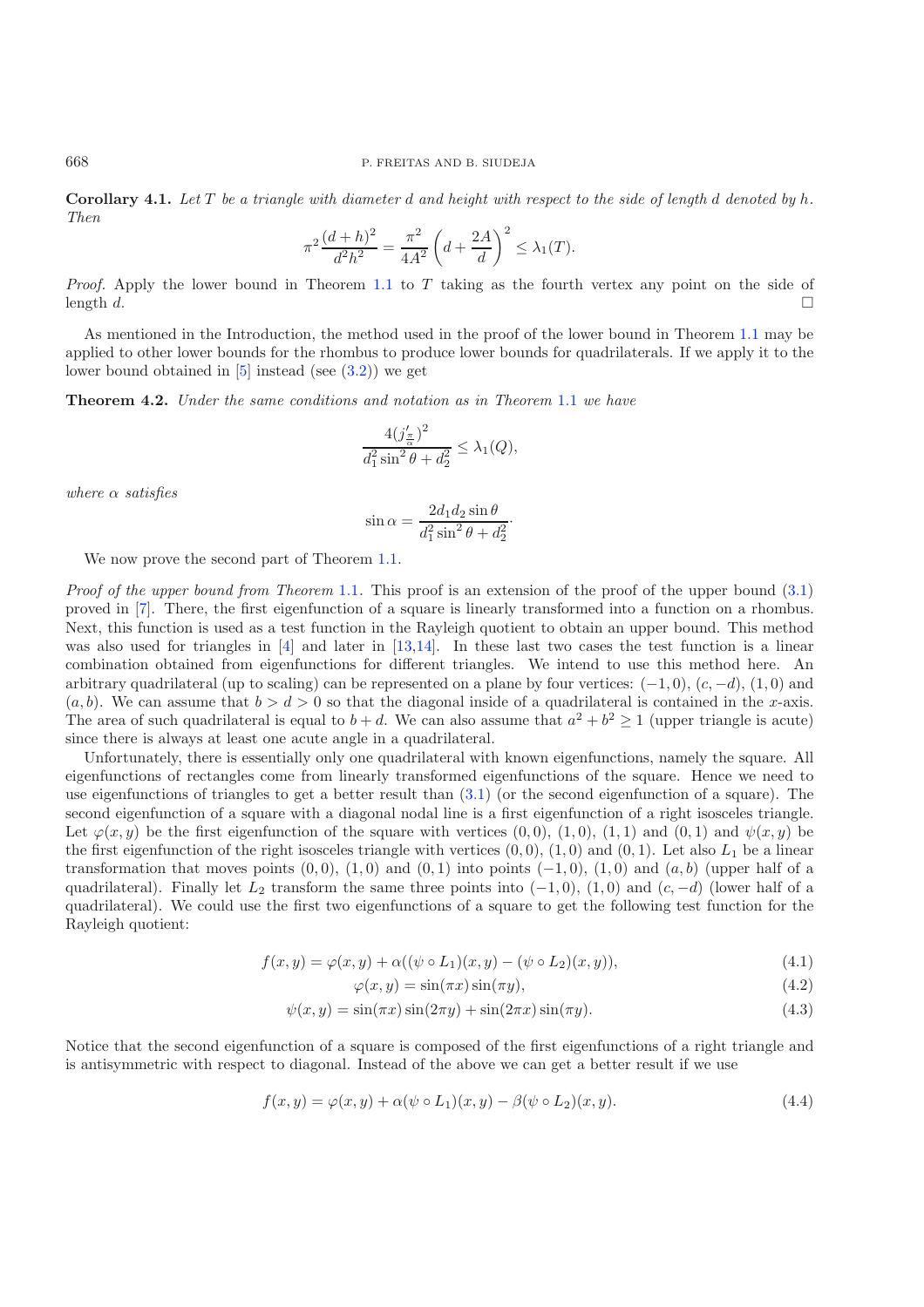**Corollary 4.1.** *Let $T$ be a triangle with diameter $d$ and height with respect to the side of length $d$ denoted by $h$. Then*

$$\pi^2 \frac{(d+h)^2}{d^2h^2} = \frac{\pi^2}{4A^2}\left(d + \frac{2A}{d}\right)^2 \le \lambda_1(T).$$

*Proof.* Apply the lower bound in Theorem 1.1 to $T$ taking as the fourth vertex any point on the side of length $d$. □

As mentioned in the Introduction, the method used in the proof of the lower bound in Theorem 1.1 may be applied to other lower bounds for the rhombus to produce lower bounds for quadrilaterals. If we apply it to the lower bound obtained in [5] instead (see (3.2)) we get

**Theorem 4.2.** *Under the same conditions and notation as in Theorem 1.1 we have*

$$\frac{4(j'_{\frac{\pi}{\alpha}})^2}{d_1^2\sin^2\theta + d_2^2} \le \lambda_1(Q),$$

*where $\alpha$ satisfies*

$$\sin\alpha = \frac{2d_1d_2\sin\theta}{d_1^2\sin^2\theta + d_2^2}.$$

We now prove the second part of Theorem 1.1.

*Proof of the upper bound from Theorem 1.1.* This proof is an extension of the proof of the upper bound (3.1) proved in [7]. There, the first eigenfunction of a square is linearly transformed into a function on a rhombus. Next, this function is used as a test function in the Rayleigh quotient to obtain an upper bound. This method was also used for triangles in [4] and later in [13,14]. In these last two cases the test function is a linear combination obtained from eigenfunctions for different triangles. We intend to use this method here. An arbitrary quadrilateral (up to scaling) can be represented on a plane by four vertices: $(-1,0)$, $(c,-d)$, $(1,0)$ and $(a,b)$. We can assume that $b > d > 0$ so that the diagonal inside of a quadrilateral is contained in the $x$-axis. The area of such quadrilateral is equal to $b + d$. We can also assume that $a^2 + b^2 \ge 1$ (upper triangle is acute) since there is always at least one acute angle in a quadrilateral.

Unfortunately, there is essentially only one quadrilateral with known eigenfunctions, namely the square. All eigenfunctions of rectangles come from linearly transformed eigenfunctions of the square. Hence we need to use eigenfunctions of triangles to get a better result than (3.1) (or the second eigenfunction of a square). The second eigenfunction of a square with a diagonal nodal line is a first eigenfunction of a right isosceles triangle. Let $\varphi(x,y)$ be the first eigenfunction of the square with vertices $(0,0)$, $(1,0)$, $(1,1)$ and $(0,1)$ and $\psi(x,y)$ be the first eigenfunction of the right isosceles triangle with vertices $(0,0)$, $(1,0)$ and $(0,1)$. Let also $L_1$ be a linear transformation that moves points $(0,0)$, $(1,0)$ and $(0,1)$ into points $(-1,0)$, $(1,0)$ and $(a,b)$ (upper half of a quadrilateral). Finally let $L_2$ transform the same three points into $(-1,0)$, $(1,0)$ and $(c,-d)$ (lower half of a quadrilateral). We could use the first two eigenfunctions of a square to get the following test function for the Rayleigh quotient:

$$f(x,y) = \varphi(x,y) + \alpha((\psi \circ L_1)(x,y) - (\psi \circ L_2)(x,y)), \tag{4.1}$$

$$\varphi(x,y) = \sin(\pi x)\sin(\pi y), \tag{4.2}$$

$$\psi(x,y) = \sin(\pi x)\sin(2\pi y) + \sin(2\pi x)\sin(\pi y). \tag{4.3}$$

Notice that the second eigenfunction of a square is composed of the first eigenfunctions of a right triangle and is antisymmetric with respect to diagonal. Instead of the above we can get a better result if we use

$$f(x,y) = \varphi(x,y) + \alpha(\psi \circ L_1)(x,y) - \beta(\psi \circ L_2)(x,y). \tag{4.4}$$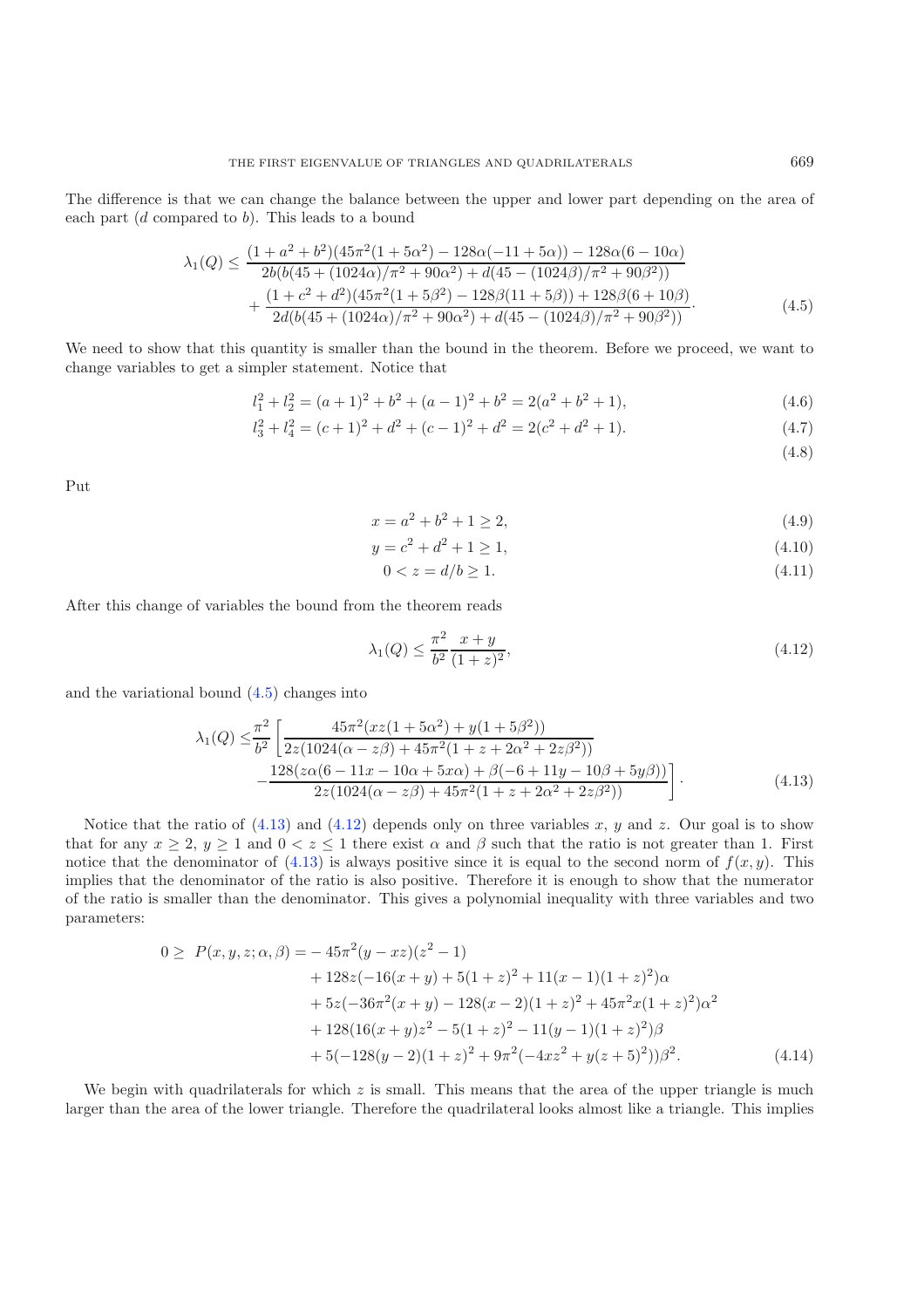The difference is that we can change the balance between the upper and lower part depending on the area of each part ($d$ compared to $b$). This leads to a bound

$$\lambda_1(Q) \leq \frac{(1+a^2+b^2)(45\pi^2(1+5\alpha^2)-128\alpha(-11+5\alpha))-128\alpha(6-10\alpha)}{2b(b(45+(1024\alpha)/\pi^2+90\alpha^2)+d(45-(1024\beta)/\pi^2+90\beta^2))} + \frac{(1+c^2+d^2)(45\pi^2(1+5\beta^2)-128\beta(11+5\beta))+128\beta(6+10\beta)}{2d(b(45+(1024\alpha)/\pi^2+90\alpha^2)+d(45-(1024\beta)/\pi^2+90\beta^2))}. \tag{4.5}$$

We need to show that this quantity is smaller than the bound in the theorem. Before we proceed, we want to change variables to get a simpler statement. Notice that

$$l_1^2 + l_2^2 = (a+1)^2 + b^2 + (a-1)^2 + b^2 = 2(a^2+b^2+1), \tag{4.6}$$

$$l_3^2 + l_4^2 = (c+1)^2 + d^2 + (c-1)^2 + d^2 = 2(c^2+d^2+1). \tag{4.7}$$

$$\tag{4.8}$$

Put

$$x = a^2 + b^2 + 1 \geq 2, \tag{4.9}$$

$$y = c^2 + d^2 + 1 \geq 1, \tag{4.10}$$

$$0 < z = d/b \geq 1. \tag{4.11}$$

After this change of variables the bound from the theorem reads

$$\lambda_1(Q) \leq \frac{\pi^2}{b^2}\frac{x+y}{(1+z)^2}, \tag{4.12}$$

and the variational bound (4.5) changes into

$$\lambda_1(Q) \leq \frac{\pi^2}{b^2}\left[\frac{45\pi^2(xz(1+5\alpha^2)+y(1+5\beta^2))}{2z(1024(\alpha-z\beta)+45\pi^2(1+z+2\alpha^2+2z\beta^2))} - \frac{128(z\alpha(6-11x-10\alpha+5x\alpha)+\beta(-6+11y-10\beta+5y\beta))}{2z(1024(\alpha-z\beta)+45\pi^2(1+z+2\alpha^2+2z\beta^2))}\right]. \tag{4.13}$$

Notice that the ratio of (4.13) and (4.12) depends only on three variables $x$, $y$ and $z$. Our goal is to show that for any $x \geq 2$, $y \geq 1$ and $0 < z \leq 1$ there exist $\alpha$ and $\beta$ such that the ratio is not greater than 1. First notice that the denominator of (4.13) is always positive since it is equal to the second norm of $f(x,y)$. This implies that the denominator of the ratio is also positive. Therefore it is enough to show that the numerator of the ratio is smaller than the denominator. This gives a polynomial inequality with three variables and two parameters:

$$\begin{aligned}
0 \geq \ P(x,y,z;\alpha,\beta) = &-45\pi^2(y-xz)(z^2-1) \\
&+ 128z(-16(x+y)+5(1+z)^2+11(x-1)(1+z)^2)\alpha \\
&+ 5z(-36\pi^2(x+y)-128(x-2)(1+z)^2+45\pi^2x(1+z)^2)\alpha^2 \\
&+ 128(16(x+y)z^2-5(1+z)^2-11(y-1)(1+z)^2)\beta \\
&+ 5(-128(y-2)(1+z)^2+9\pi^2(-4xz^2+y(z+5)^2))\beta^2.
\end{aligned} \tag{4.14}$$

We begin with quadrilaterals for which $z$ is small. This means that the area of the upper triangle is much larger than the area of the lower triangle. Therefore the quadrilateral looks almost like a triangle. This implies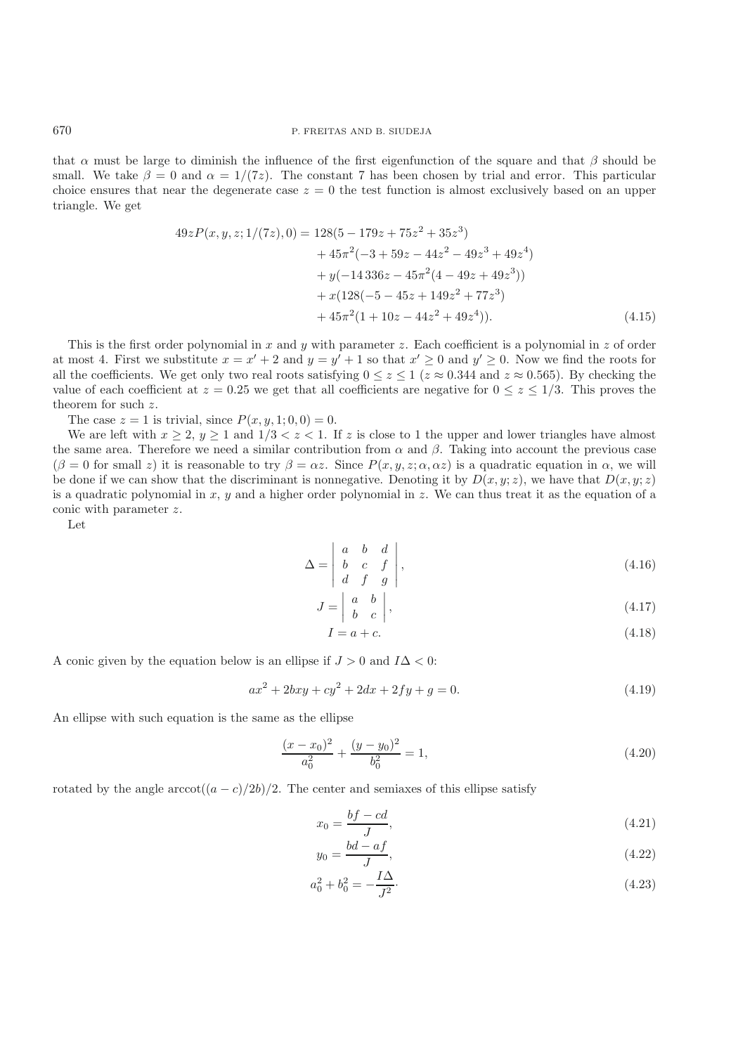that $\alpha$ must be large to diminish the influence of the first eigenfunction of the square and that $\beta$ should be small. We take $\beta = 0$ and $\alpha = 1/(7z)$. The constant 7 has been chosen by trial and error. This particular choice ensures that near the degenerate case $z = 0$ the test function is almost exclusively based on an upper triangle. We get

$$
\begin{aligned}
49zP(x, y, z; 1/(7z), 0) = {} & 128(5 - 179z + 75z^2 + 35z^3) \\
& + 45\pi^2(-3 + 59z - 44z^2 - 49z^3 + 49z^4) \\
& + y(-14\,336z - 45\pi^2(4 - 49z + 49z^3)) \\
& + x(128(-5 - 45z + 149z^2 + 77z^3) \\
& + 45\pi^2(1 + 10z - 44z^2 + 49z^4)).
\end{aligned} \tag{4.15}
$$

This is the first order polynomial in $x$ and $y$ with parameter $z$. Each coefficient is a polynomial in $z$ of order at most 4. First we substitute $x = x' + 2$ and $y = y' + 1$ so that $x' \geq 0$ and $y' \geq 0$. Now we find the roots for all the coefficients. We get only two real roots satisfying $0 \leq z \leq 1$ ($z \approx 0.344$ and $z \approx 0.565$). By checking the value of each coefficient at $z = 0.25$ we get that all coefficients are negative for $0 \leq z \leq 1/3$. This proves the theorem for such $z$.

The case $z = 1$ is trivial, since $P(x, y, 1; 0, 0) = 0$.

We are left with $x \geq 2$, $y \geq 1$ and $1/3 < z < 1$. If $z$ is close to 1 the upper and lower triangles have almost the same area. Therefore we need a similar contribution from $\alpha$ and $\beta$. Taking into account the previous case ($\beta = 0$ for small $z$) it is reasonable to try $\beta = \alpha z$. Since $P(x, y, z; \alpha, \alpha z)$ is a quadratic equation in $\alpha$, we will be done if we can show that the discriminant is nonnegative. Denoting it by $D(x, y; z)$, we have that $D(x, y; z)$ is a quadratic polynomial in $x$, $y$ and a higher order polynomial in $z$. We can thus treat it as the equation of a conic with parameter $z$.

Let

$$
\Delta = \begin{vmatrix} a & b & d \\ b & c & f \\ d & f & g \end{vmatrix}, \tag{4.16}
$$

$$
J = \begin{vmatrix} a & b \\ b & c \end{vmatrix}, \tag{4.17}
$$

$$
I = a + c. \tag{4.18}
$$

A conic given by the equation below is an ellipse if $J > 0$ and $I\Delta < 0$:

$$
ax^2 + 2bxy + cy^2 + 2dx + 2fy + g = 0. \tag{4.19}
$$

An ellipse with such equation is the same as the ellipse

$$
\frac{(x - x_0)^2}{a_0^2} + \frac{(y - y_0)^2}{b_0^2} = 1, \tag{4.20}
$$

rotated by the angle $\operatorname{arccot}((a - c)/2b)/2$. The center and semiaxes of this ellipse satisfy

$$
x_0 = \frac{bf - cd}{J}, \tag{4.21}
$$

$$
y_0 = \frac{bd - af}{J}, \tag{4.22}
$$

$$
a_0^2 + b_0^2 = -\frac{I\Delta}{J^2}. \tag{4.23}
$$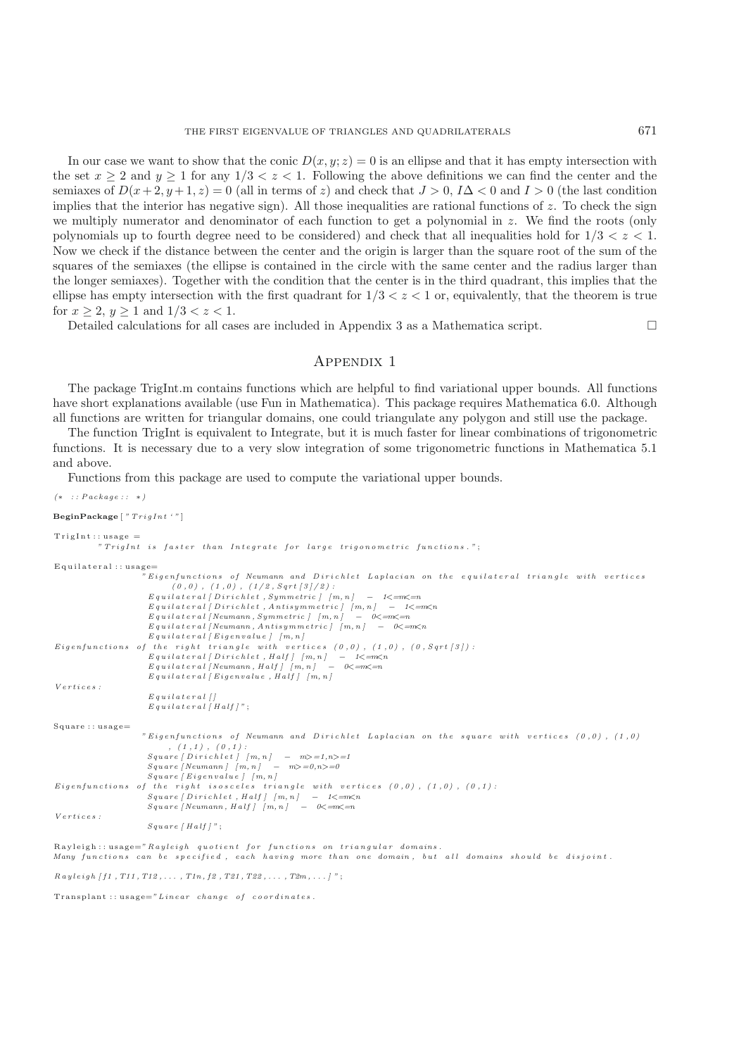In our case we want to show that the conic $D(x, y; z) = 0$ is an ellipse and that it has empty intersection with the set $x \geq 2$ and $y \geq 1$ for any $1/3 < z < 1$. Following the above definitions we can find the center and the semiaxes of $D(x+2, y+1, z) = 0$ (all in terms of $z$) and check that $J > 0$, $I\Delta < 0$ and $I > 0$ (the last condition implies that the interior has negative sign). All those inequalities are rational functions of $z$. To check the sign we multiply numerator and denominator of each function to get a polynomial in $z$. We find the roots (only polynomials up to fourth degree need to be considered) and check that all inequalities hold for $1/3 < z < 1$. Now we check if the distance between the center and the origin is larger than the square root of the sum of the squares of the semiaxes (the ellipse is contained in the circle with the same center and the radius larger than the longer semiaxes). Together with the condition that the center is in the third quadrant, this implies that the ellipse has empty intersection with the first quadrant for $1/3 < z < 1$ or, equivalently, that the theorem is true for $x \geq 2$, $y \geq 1$ and $1/3 < z < 1$.

Detailed calculations for all cases are included in Appendix 3 as a Mathematica script. □

## Appendix 1

The package TrigInt.m contains functions which are helpful to find variational upper bounds. All functions have short explanations available (use Fun in Mathematica). This package requires Mathematica 6.0. Although all functions are written for triangular domains, one could triangulate any polygon and still use the package.

The function TrigInt is equivalent to Integrate, but it is much faster for linear combinations of trigonometric functions. It is necessary due to a very slow integration of some trigonometric functions in Mathematica 5.1 and above.

Functions from this package are used to compute the variational upper bounds.

```
(* ::Package:: *)

BeginPackage["TrigInt`"]

TrigInt::usage =
        "TrigInt is faster than Integrate for large trigonometric functions.";

Equilateral::usage=
                "Eigenfunctions of Neumann and Dirichlet Laplacian on the equilateral triangle with vertices
                    (0,0), (1,0), (1/2,Sqrt[3]/2):
                 Equilateral[Dirichlet,Symmetric][m,n]  -  1<=m<=n
                 Equilateral[Dirichlet,Antisymmetric][m,n]  -  1<=m<n
                 Equilateral[Neumann,Symmetric][m,n]  -  0<=m<=n
                 Equilateral[Neumann,Antisymmetric][m,n]  -  0<=m<n
                 Equilateral[Eigenvalue][m,n]
Eigenfunctions of the right triangle with vertices (0,0), (1,0), (0,Sqrt[3]):
                 Equilateral[Dirichlet,Half][m,n]  -  1<=m<n
                 Equilateral[Neumann,Half][m,n]  -  0<=m<=n
                 Equilateral[Eigenvalue,Half][m,n]
Vertices:
                 Equilateral[]
                 Equilateral[Half]";

Square::usage=
                "Eigenfunctions of Neumann and Dirichlet Laplacian on the square with vertices (0,0), (1,0)
                    , (1,1), (0,1):
                 Square[Dirichlet][m,n]  -  m>=1,n>=1
                 Square[Neumann][m,n]  -  m>=0,n>=0
                 Square[Eigenvalue][m,n]
Eigenfunctions of the right isosceles triangle with vertices (0,0), (1,0), (0,1):
                 Square[Dirichlet,Half][m,n]  -  1<=m<n
                 Square[Neumann,Half][m,n]  -  0<=m<=n
Vertices:
                 Square[Half]";

Rayleigh::usage="Rayleigh quotient for functions on triangular domains.
Many functions can be specified, each having more than one domain, but all domains should be disjoint.

Rayleigh[f1,T11,T12,...,T1n,f2,T21,T22,...,T2m,...]";

Transplant::usage="Linear change of coordinates.
```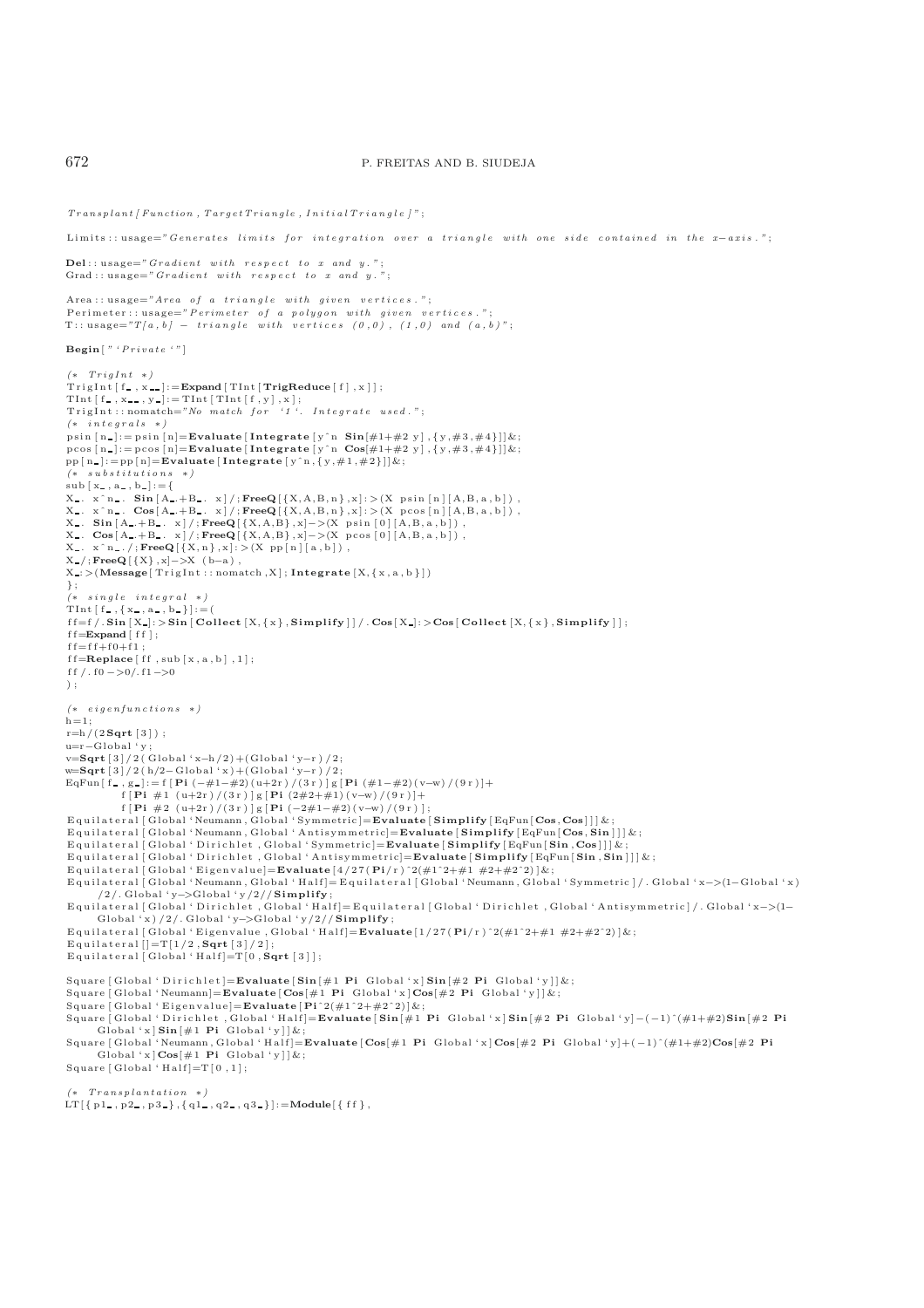```
Transplant[Function,TargetTriangle,InitialTriangle]";

Limits::usage="Generates limits for integration over a triangle with one side contained in the x-axis.";

Del::usage="Gradient with respect to x and y.";
Grad::usage="Gradient with respect to x and y.";

Area::usage="Area of a triangle with given vertices.";
Perimeter::usage="Perimeter of a polygon with given vertices.";
T::usage="T[a,b] - triangle with vertices (0,0), (1,0) and (a,b)";

Begin["`Private`"]

(* TrigInt *)
TrigInt[f_,x__]:=Expand[TInt[TrigReduce[f],x]];
TInt[f_,x__,y_]:=TInt[TInt[f,y],x];
TrigInt::nomatch="No match for `1`. Integrate used.";
(* integrals *)
psin[n_]:=psin[n]=Evaluate[Integrate[y^n Sin[#1+#2 y],{y,#3,#4}]]&;
pcos[n_]:=pcos[n]=Evaluate[Integrate[y^n Cos[#1+#2 y],{y,#3,#4}]]&;
pp[n_]:=pp[n]=Evaluate[Integrate[y^n,{y,#1,#2}]]&;
(* substitutions *)
sub[x_,a_,b_]:={
X_. x^n_. Sin[A_.+B_. x]/;FreeQ[{X,A,B,n},x]:>(X psin[n][A,B,a,b]),
X_. x^n_. Cos[A_.+B_. x]/;FreeQ[{X,A,B,n},x]:>(X pcos[n][A,B,a,b]),
X_. Sin[A_.+B_. x]/;FreeQ[{X,A,B},x]->(X psin[0][A,B,a,b]),
X_. Cos[A_.+B_. x]/;FreeQ[{X,A,B},x]->(X pcos[0][A,B,a,b]),
X_. x^n_./;FreeQ[{X,n},x]:>(X pp[n][a,b]),
X_/;FreeQ[{X},x]->X (b-a),
X_:>(Message[TrigInt::nomatch,X];Integrate[X,{x,a,b}])
};
(* single integral *)
TInt[f_,{x_,a_,b_}]:=(
ff=f/.Sin[X_]:>Sin[Collect[X,{x},Simplify]]/.Cos[X_]:>Cos[Collect[X,{x},Simplify]];
ff=Expand[ff];
ff=ff+f0+f1;
ff=Replace[ff,sub[x,a,b],1];
ff/.f0->0/.f1->0
);

(* eigenfunctions *)
h=1;
r=h/(2Sqrt[3]);
u=r-Global`y;
v=Sqrt[3]/2(Global`x-h/2)+(Global`y-r)/2;
w=Sqrt[3]/2(h/2-Global`x)+(Global`y-r)/2;
EqFun[f_,g_]:=f[Pi (-#1-#2)(u+2r)/(3r)]g[Pi (#1-#2)(v-w)/(9r)]+
        f[Pi #1 (u+2r)/(3r)]g[Pi (2#2+#1)(v-w)/(9r)]+
        f[Pi #2 (u+2r)/(3r)]g[Pi (-2#1-#2)(v-w)/(9r)];
Equilateral[Global`Neumann,Global`Symmetric]=Evaluate[Simplify[EqFun[Cos,Cos]]]&;
Equilateral[Global`Neumann,Global`Antisymmetric]=Evaluate[Simplify[EqFun[Cos,Sin]]]&;
Equilateral[Global`Dirichlet,Global`Symmetric]=Evaluate[Simplify[EqFun[Sin,Cos]]]&;
Equilateral[Global`Dirichlet,Global`Antisymmetric]=Evaluate[Simplify[EqFun[Sin,Sin]]]&;
Equilateral[Global`Eigenvalue]=Evaluate[4/27(Pi/r)^2(#1^2+#1 #2+#2^2)]&;
Equilateral[Global`Neumann,Global`Half]=Equilateral[Global`Neumann,Global`Symmetric]/.Global`x->(1-Global`x)
    /2/.Global`y->Global`y/2//Simplify;
Equilateral[Global`Dirichlet,Global`Half]=Equilateral[Global`Dirichlet,Global`Antisymmetric]/.Global`x->(1-
    Global`x)/2/.Global`y->Global`y/2//Simplify;
Equilateral[Global`Eigenvalue,Global`Half]=Evaluate[1/27(Pi/r)^2(#1^2+#1 #2+#2^2)]&;
Equilateral[]=T[1/2,Sqrt[3]/2];
Equilateral[Global`Half]=T[0,Sqrt[3]];

Square[Global`Dirichlet]=Evaluate[Sin[#1 Pi Global`x]Sin[#2 Pi Global`y]]&;
Square[Global`Neumann]=Evaluate[Cos[#1 Pi Global`x]Cos[#2 Pi Global`y]]&;
Square[Global`Eigenvalue]=Evaluate[Pi^2(#1^2+#2^2)]&;
Square[Global`Dirichlet,Global`Half]=Evaluate[Sin[#1 Pi Global`x]Sin[#2 Pi Global`y]-(-1)^(#1+#2)Sin[#2 Pi
    Global`x]Sin[#1 Pi Global`y]]&;
Square[Global`Neumann,Global`Half]=Evaluate[Cos[#1 Pi Global`x]Cos[#2 Pi Global`y]+(-1)^(#1+#2)Cos[#2 Pi
    Global`x]Cos[#1 Pi Global`y]]&;
Square[Global`Half]=T[0,1];

(* Transplantation *)
LT[{p1_,p2_,p3_},{q1_,q2_,q3_}]:=Module[{ff},
```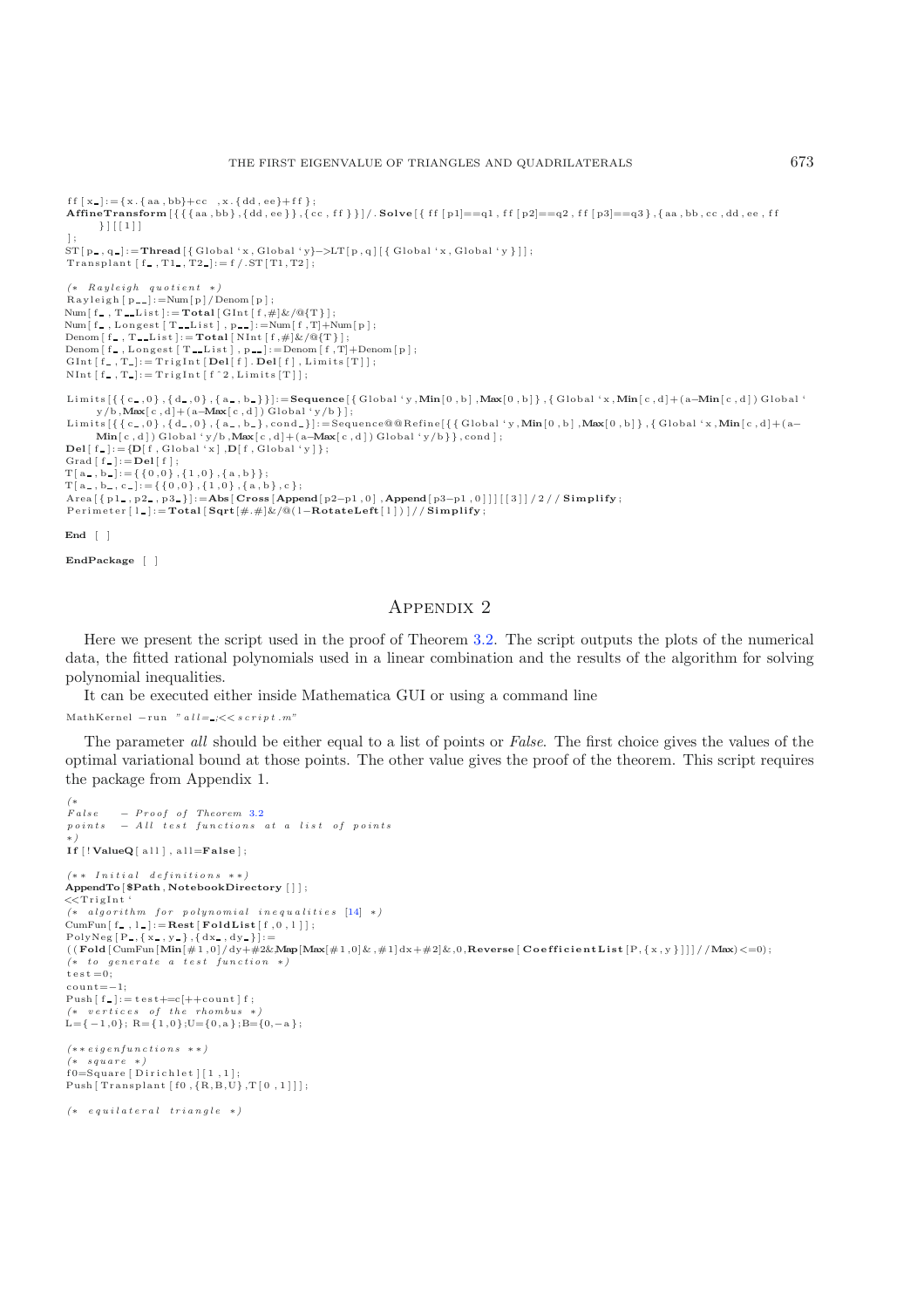```
ff[x_]:={x.{aa,bb}+cc ,x.{dd,ee}+ff};
AffineTransform[{{{aa,bb},{dd,ee}},{cc,ff}}/.Solve[{ff[p1]==q1,ff[p2]==q2,ff[p3]==q3},{aa,bb,cc,dd,ee,ff
      }][[1]]
];
ST[p_,q_]:=Thread[{Global`x,Global`y}->LT[p,q][{Global`x,Global`y}]];
Transplant[f_,T1_,T2_]:=f/.ST[T1,T2];

(* Rayleigh quotient *)
Rayleigh[p__]:=Num[p]/Denom[p];
Num[f_,T__List]:=Total[GInt[f,#]&/@{T}];
Num[f_,Longest[T__List],p__]:=Num[f,T]+Num[p];
Denom[f_,T__List]:=Total[NInt[f,#]&/@{T}];
Denom[f_,Longest[T__List],p__]:=Denom[f,T]+Denom[p];
GInt[f_,T_]:=TrigInt[Del[f].Del[f],Limits[T]];
NInt[f_,T_]:=TrigInt[f^2,Limits[T]];

Limits[{{c_,0},{d_,0},{a_,b_}}]:=Sequence[{Global`y,Min[0,b],Max[0,b]},{Global`x,Min[c,d]+(a-Min[c,d])Global`
      y/b,Max[c,d]+(a-Max[c,d])Global`y/b}];
Limits[{{c_,0},{d_,0},{a_,b_},cond_}]:=Sequence@@Refine[{{Global`y,Min[0,b],Max[0,b]},{Global`x,Min[c,d]+(a-
      Min[c,d])Global`y/b,Max[c,d]+(a-Max[c,d])Global`y/b}},cond];
Del[f_]:={D[f,Global`x],D[f,Global`y]};
Grad[f_]:=Del[f];
T[a_,b_]:={{0,0},{1,0},{a,b}};
T[a_,b_,c_]:={{0,0},{1,0},{a,b},c};
Area[{p1_,p2_,p3_}]:=Abs[Cross[Append[p2-p1,0],Append[p3-p1,0]]][[3]]/2//Simplify;
Perimeter[l_]:=Total[Sqrt[#.#]&/@(l-RotateLeft[l])]//Simplify;

End[]

EndPackage[]
```

## Appendix 2

Here we present the script used in the proof of Theorem 3.2. The script outputs the plots of the numerical data, the fitted rational polynomials used in a linear combination and the results of the algorithm for solving polynomial inequalities.

It can be executed either inside Mathematica GUI or using a command line

```
MathKernel -run "all=_;<<script.m"
```

The parameter *all* should be either equal to a list of points or *False*. The first choice gives the values of the optimal variational bound at those points. The other value gives the proof of the theorem. This script requires the package from Appendix 1.

```
(*
False   - Proof of Theorem 3.2
points  - All test functions at a list of points
*)
If[!ValueQ[all],all=False];

(** Initial definitions **)
AppendTo[$Path,NotebookDirectory[]];
<<TrigInt`
(* algorithm for polynomial inequalities [14] *)
CumFun[f_,l_]:=Rest[FoldList[f,0,l]];
PolyNeg[P_,{x_,y_},{dx_,dy_}]:=
((Fold[CumFun[Min[#1,0]/dy+#2&Map[Max[#1,0]&,#1]dx+#2]&,0,Reverse[CoefficientList[P,{x,y}]]]//Max)<=0);
(* to generate a test function *)
test=0;
count=-1;
Push[f_]:=test+=c[++count]f;
(* vertices of the rhombus *)
L={-1,0}; R={1,0};U={0,a};B={0,-a};

(**eigenfunctions **)
(* square *)
f0=Square[Dirichlet][1,1];
Push[Transplant[f0,{R,B,U},T[0,1]]];

(* equilateral triangle *)
```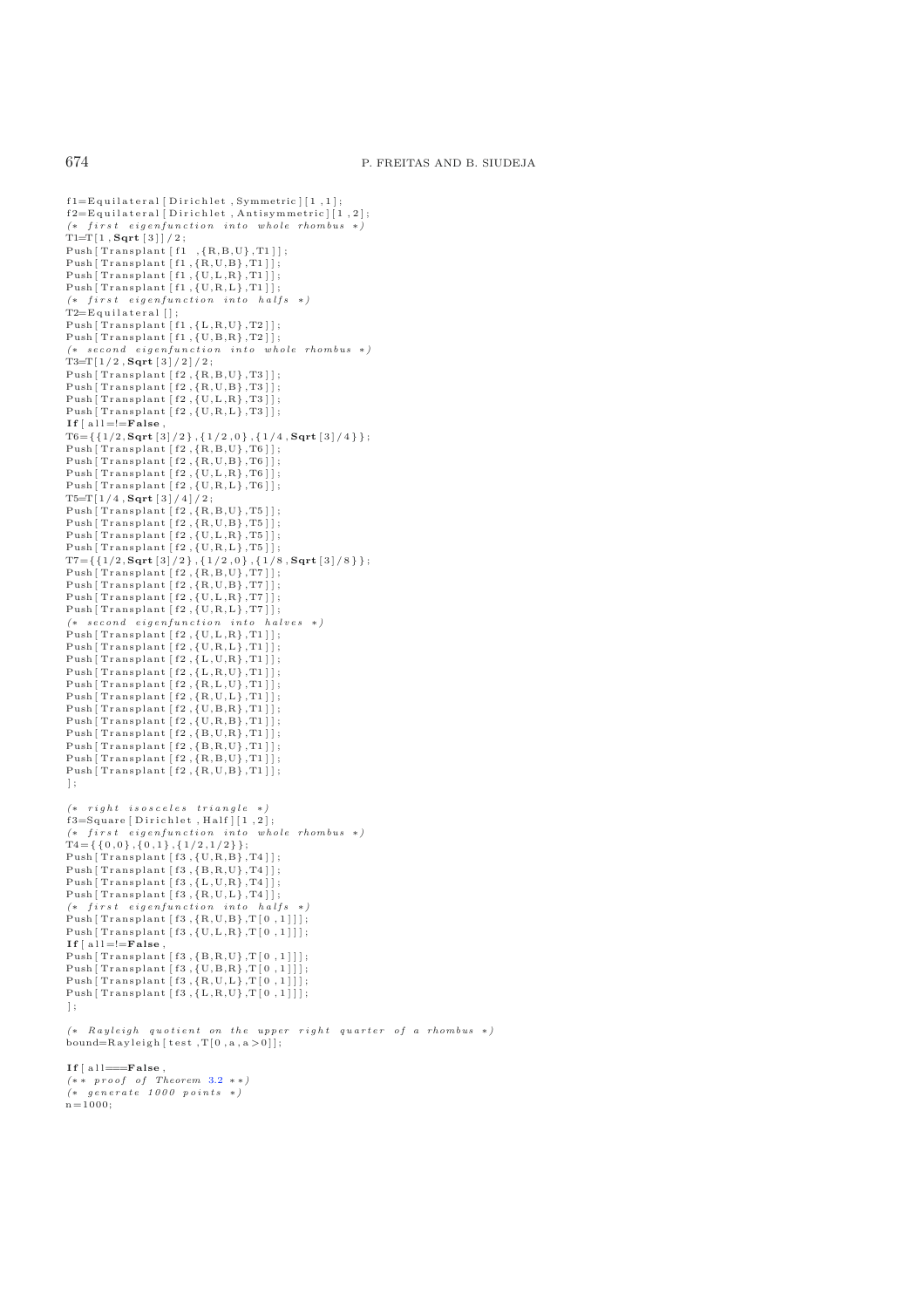```
f1=Equilateral[Dirichlet,Symmetric][1,1];
f2=Equilateral[Dirichlet,Antisymmetric][1,2];
(* first eigenfunction into whole rhombus *)
T1=T[1,Sqrt[3]]/2;
Push[Transplant[f1 ,{R,B,U},T1]];
Push[Transplant[f1,{R,U,B},T1]];
Push[Transplant[f1,{U,L,R},T1]];
Push[Transplant[f1,{U,R,L},T1]];
(* first eigenfunction into halfs *)
T2=Equilateral[];
Push[Transplant[f1,{L,R,U},T2]];
Push[Transplant[f1,{U,B,R},T2]];
(* second eigenfunction into whole rhombus *)
T3=T[1/2,Sqrt[3]/2]/2;
Push[Transplant[f2,{R,B,U},T3]];
Push[Transplant[f2,{R,U,B},T3]];
Push[Transplant[f2,{U,L,R},T3]];
Push[Transplant[f2,{U,R,L},T3]];
If[all=!=False,
T6={{1/2,Sqrt[3]/2},{1/2,0},{1/4,Sqrt[3]/4}};
Push[Transplant[f2,{R,B,U},T6]];
Push[Transplant[f2,{R,U,B},T6]];
Push[Transplant[f2,{U,L,R},T6]];
Push[Transplant[f2,{U,R,L},T6]];
T5=T[1/4,Sqrt[3]/4]/2;
Push[Transplant[f2,{R,B,U},T5]];
Push[Transplant[f2,{R,U,B},T5]];
Push[Transplant[f2,{U,L,R},T5]];
Push[Transplant[f2,{U,R,L},T5]];
T7={{1/2,Sqrt[3]/2},{1/2,0},{1/8,Sqrt[3]/8}};
Push[Transplant[f2,{R,B,U},T7]];
Push[Transplant[f2,{R,U,B},T7]];
Push[Transplant[f2,{U,L,R},T7]];
Push[Transplant[f2,{U,R,L},T7]];
(* second eigenfunction into halves *)
Push[Transplant[f2,{U,L,R},T1]];
Push[Transplant[f2,{U,R,L},T1]];
Push[Transplant[f2,{L,U,R},T1]];
Push[Transplant[f2,{L,R,U},T1]];
Push[Transplant[f2,{R,L,U},T1]];
Push[Transplant[f2,{R,U,L},T1]];
Push[Transplant[f2,{U,B,R},T1]];
Push[Transplant[f2,{U,R,B},T1]];
Push[Transplant[f2,{B,U,R},T1]];
Push[Transplant[f2,{B,R,U},T1]];
Push[Transplant[f2,{R,B,U},T1]];
Push[Transplant[f2,{R,U,B},T1]];
];

(* right isosceles triangle *)
f3=Square[Dirichlet,Half][1,2];
(* first eigenfunction into whole rhombus *)
T4={{0,0},{0,1},{1/2,1/2}};
Push[Transplant[f3,{U,R,B},T4]];
Push[Transplant[f3,{B,R,U},T4]];
Push[Transplant[f3,{L,U,R},T4]];
Push[Transplant[f3,{R,U,L},T4]];
(* first eigenfunction into halfs *)
Push[Transplant[f3,{R,U,B},T[0,1]]];
Push[Transplant[f3,{U,L,R},T[0,1]]];
If[all=!=False,
Push[Transplant[f3,{B,R,U},T[0,1]]];
Push[Transplant[f3,{U,B,R},T[0,1]]];
Push[Transplant[f3,{R,U,L},T[0,1]]];
Push[Transplant[f3,{L,R,U},T[0,1]]];
];

(* Rayleigh quotient on the upper right quarter of a rhombus *)
bound=Rayleigh[test,T[0,a,a>0]];

If[all===False,
(** proof of Theorem 3.2 **)
(* generate 1000 points *)
n=1000;
```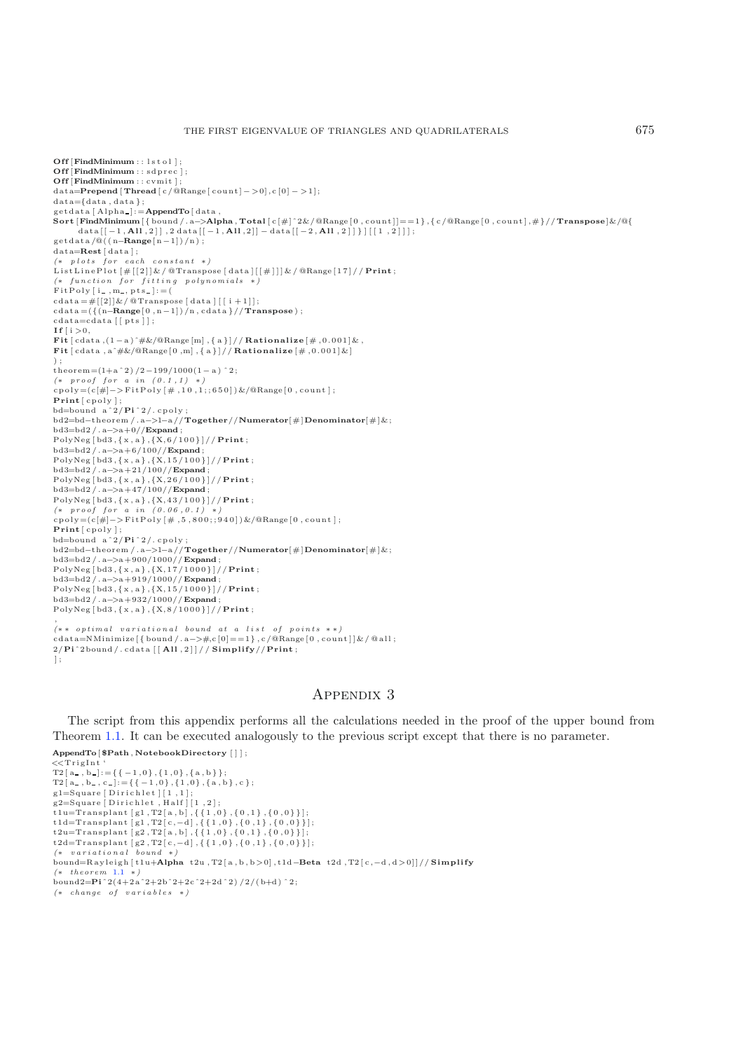```
Off[FindMinimum::lstol];
Off[FindMinimum::sdprec];
Off[FindMinimum::cvmit];
data=Prepend[Thread[c/@Range[count]->0],c[0]->1];
data={data,data};
getdata[Alpha_]:=AppendTo[data,
Sort[FindMinimum[{bound/.a->Alpha,Total[c[#]^2&/@Range[0,count]]==1},{c/@Range[0,count],#}//Transpose]&/@{
      data[[-1,All,2]],2data[[-1,All,2]]-data[[-2,All,2]]}][[1,2]]];
getdata/@((n-Range[n-1])/n);
data=Rest[data];
(* plots for each constant *)
ListLinePlot[#[[2]]&/@Transpose[data][[#]]]&/@Range[17]//Print;
(* function for fitting polynomials *)
FitPoly[i_,m_,pts_]:=(
cdata=#[[2]]&/@Transpose[data][[i+1]];
cdata=({(n-Range[0,n-1])/n,cdata}//Transpose);
cdata=cdata[[pts]];
If[i>0,
Fit[cdata,(1-a)^#&/@Range[m],{a}]//Rationalize[#,0.001]&,
Fit[cdata,a^#&/@Range[0,m],{a}]//Rationalize[#,0.001]&]
);
theorem=(1+a^2)/2-199/1000(1-a)^2;
(* proof for a in (0.1,1) *)
cpoly=(c[#]->FitPoly[#,10,1;;650])&/@Range[0,count];
Print[cpoly];
bd=bound a^2/Pi^2/.cpoly;
bd2=bd-theorem/.a->1-a//Together//Numerator[#]Denominator[#]&;
bd3=bd2/.a->a+0//Expand;
PolyNeg[bd3,{x,a},{X,6/100}]//Print;
bd3=bd2/.a->a+6/100//Expand;
PolyNeg[bd3,{x,a},{X,15/100}]//Print;
bd3=bd2/.a->a+21/100//Expand;
PolyNeg[bd3,{x,a},{X,26/100}]//Print;
bd3=bd2/.a->a+47/100//Expand;
PolyNeg[bd3,{x,a},{X,43/100}]//Print;
(* proof for a in (0.06,0.1) *)
cpoly=(c[#]->FitPoly[#,5,800;;940])&/@Range[0,count];
Print[cpoly];
bd=bound a^2/Pi^2/.cpoly;
bd2=bd-theorem/.a->1-a//Together//Numerator[#]Denominator[#]&;
bd3=bd2/.a->a+900/1000//Expand;
PolyNeg[bd3,{x,a},{X,17/1000}]//Print;
bd3=bd2/.a->a+919/1000//Expand;
PolyNeg[bd3,{x,a},{X,15/1000}]//Print;
bd3=bd2/.a->a+932/1000//Expand;
PolyNeg[bd3,{x,a},{X,8/1000}]//Print;
,
(** optimal variational bound at a list of points **)
cdata=NMinimize[{bound/.a->#,c[0]==1},c/@Range[0,count]]&/@all;
2/Pi^2bound/.cdata[[All,2]]//Simplify//Print;
];
```

## Appendix 3

The script from this appendix performs all the calculations needed in the proof of the upper bound from Theorem 1.1. It can be executed analogously to the previous script except that there is no parameter.

```
AppendTo[$Path,NotebookDirectory[]];
<<TrigInt`
T2[a_,b_]:={{-1,0},{1,0},{a,b}};
T2[a_,b_,c_]:={{-1,0},{1,0},{a,b},c};
g1=Square[Dirichlet][1,1];
g2=Square[Dirichlet,Half][1,2];
t1u=Transplant[g1,T2[a,b],{{1,0},{0,1},{0,0}}];
t1d=Transplant[g1,T2[c,-d],{{1,0},{0,1},{0,0}}];
t2u=Transplant[g2,T2[a,b],{{1,0},{0,1},{0,0}}];
t2d=Transplant[g2,T2[c,-d],{{1,0},{0,1},{0,0}}];
(* variational bound *)
bound=Rayleigh[t1u+Alpha t2u,T2[a,b,b>0],t1d-Beta t2d,T2[c,-d,d>0]]//Simplify
(* theorem 1.1 *)
bound2=Pi^2(4+2a^2+2b^2+2c^2+2d^2)/2/(b+d)^2;
(* change of variables *)
```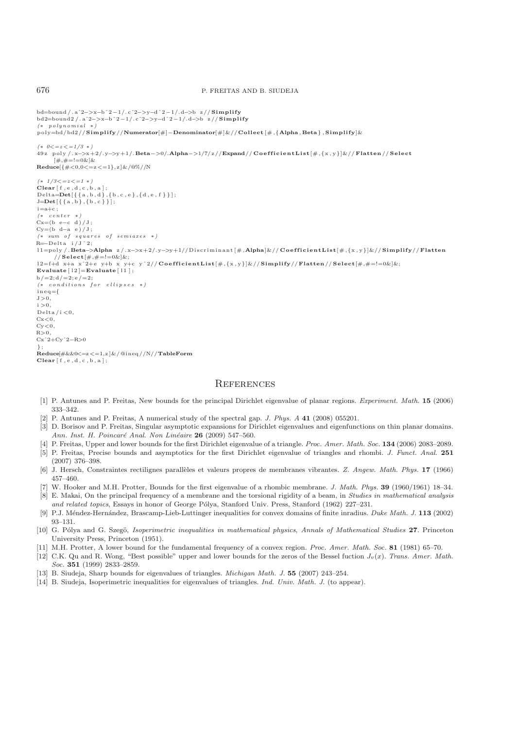```
bd=bound/.a^2->x-b^2-1/.c^2->y-d^2-1/.d->b z//Simplify
bd2=bound2/.a^2->x-b^2-1/.c^2->y-d^2-1/.d->b z//Simplify
(* polynomial *)
poly=bd/bd2//Simplify//Numerator[#]-Denominator[#]&//Collect[#,{Alpha,Beta},Simplify]&

(* 0<=z<=1/3 *)
49z poly/.x->x+2/.y->y+1/.Beta->0/.Alpha->1/7/z//Expand//CoefficientList[#,{x,y}]&//Flatten//Select
    [#,#=!=0&]&
Reduce[{#<0,0<=z<=1},z]&/@%//N

(* 1/3<=z<=1 *)
Clear[f,e,d,c,b,a];
Delta=Det[{{a,b,d},{b,c,e},{d,e,f}}];
J=Det[{{a,b},{b,c}}];
i=a+c;
(* center *)
Cx=(b e-c d)/J;
Cy=(b d-a e)/J;
(* sum of squares of semiaxes *)
R=-Delta i/J^2;
l1=poly/.Beta->Alpha z/.x->x+2/.y->y+1//Discriminant[#,Alpha]&//CoefficientList[#,{x,y}]&//Simplify//Flatten
    //Select[#,#=!=0&]&;
l2=f+d x+a x^2+e y+b x y+c y^2//CoefficientList[#,{x,y}]&//Simplify//Flatten//Select[#,#=!=0&]&;
Evaluate[l2]=Evaluate[l1];
b/=2;d/=2;e/=2;
(* conditions for ellipses *)
ineq={
J>0,
i>0,
Delta/i<0,
Cx<0,
Cy<0,
R>0,
Cx^2+Cy^2-R>0
};
Reduce[#&&0<=z<=1,z]&/@ineq//N//TableForm
Clear[f,e,d,c,b,a];
```

## References

[1] P. Antunes and P. Freitas, New bounds for the principal Dirichlet eigenvalue of planar regions. *Experiment. Math.* **15** (2006) 333–342.

[2] P. Antunes and P. Freitas, A numerical study of the spectral gap. *J. Phys. A* **41** (2008) 055201.

[3] D. Borisov and P. Freitas, Singular asymptotic expansions for Dirichlet eigenvalues and eigenfunctions on thin planar domains. *Ann. Inst. H. Poincaré Anal. Non Linéaire* **26** (2009) 547–560.

[4] P. Freitas, Upper and lower bounds for the first Dirichlet eigenvalue of a triangle. *Proc. Amer. Math. Soc.* **134** (2006) 2083–2089.

[5] P. Freitas, Precise bounds and asymptotics for the first Dirichlet eigenvalue of triangles and rhombi. *J. Funct. Anal.* **251** (2007) 376–398.

[6] J. Hersch, Constraintes rectilignes parallèles et valeurs propres de membranes vibrantes. *Z. Angew. Math. Phys.* **17** (1966) 457–460.

[7] W. Hooker and M.H. Protter, Bounds for the first eigenvalue of a rhombic membrane. *J. Math. Phys.* **39** (1960/1961) 18–34.

[8] E. Makai, On the principal frequency of a membrane and the torsional rigidity of a beam, in *Studies in mathematical analysis and related topics*, Essays in honor of George Pólya, Stanford Univ. Press, Stanford (1962) 227–231.

[9] P.J. Méndez-Hernández, Brascamp-Lieb-Luttinger inequalities for convex domains of finite inradius. *Duke Math. J.* **113** (2002) 93–131.

[10] G. Pólya and G. Szegö, *Isoperimetric inequalities in mathematical physics*, *Annals of Mathematical Studies* **27**. Princeton University Press, Princeton (1951).

[11] M.H. Protter, A lower bound for the fundamental frequency of a convex region. *Proc. Amer. Math. Soc.* **81** (1981) 65–70.

[12] C.K. Qu and R. Wong, "Best possible" upper and lower bounds for the zeros of the Bessel fuction $J_v(x)$. *Trans. Amer. Math. Soc.* **351** (1999) 2833–2859.

[13] B. Siudeja, Sharp bounds for eigenvalues of triangles. *Michigan Math. J.* **55** (2007) 243–254.

[14] B. Siudeja, Isoperimetric inequalities for eigenvalues of triangles. *Ind. Univ. Math. J.* (to appear).